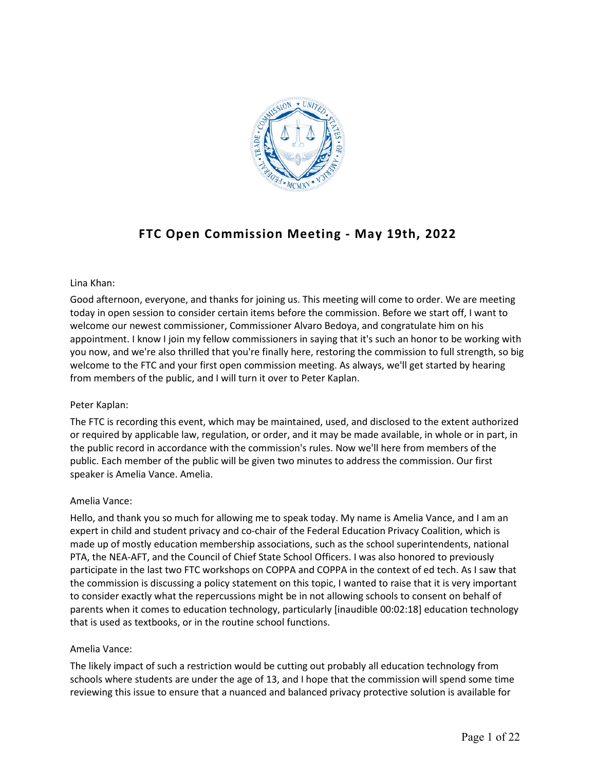# FTC Open Commission Meeting - May 19th, 2022

Lina Khan:

Good afternoon, everyone, and thanks for joining us. This meeting will come to order. We are meeting today in open session to consider certain items before the commission. Before we start off, I want to welcome our newest commissioner, Commissioner Alvaro Bedoya, and congratulate him on his appointment. I know I join my fellow commissioners in saying that it's such an honor to be working with you now, and we're also thrilled that you're finally here, restoring the commission to full strength, so big welcome to the FTC and your first open commission meeting. As always, we'll get started by hearing from members of the public, and I will turn it over to Peter Kaplan.

Peter Kaplan:

The FTC is recording this event, which may be maintained, used, and disclosed to the extent authorized or required by applicable law, regulation, or order, and it may be made available, in whole or in part, in the public record in accordance with the commission's rules. Now we'll here from members of the public. Each member of the public will be given two minutes to address the commission. Our first speaker is Amelia Vance. Amelia.

Amelia Vance:

Hello, and thank you so much for allowing me to speak today. My name is Amelia Vance, and I am an expert in child and student privacy and co-chair of the Federal Education Privacy Coalition, which is made up of mostly education membership associations, such as the school superintendents, national PTA, the NEA-AFT, and the Council of Chief State School Officers. I was also honored to previously participate in the last two FTC workshops on COPPA and COPPA in the context of ed tech. As I saw that the commission is discussing a policy statement on this topic, I wanted to raise that it is very important to consider exactly what the repercussions might be in not allowing schools to consent on behalf of parents when it comes to education technology, particularly [inaudible 00:02:18] education technology that is used as textbooks, or in the routine school functions.

Amelia Vance:

The likely impact of such a restriction would be cutting out probably all education technology from schools where students are under the age of 13, and I hope that the commission will spend some time reviewing this issue to ensure that a nuanced and balanced privacy protective solution is available for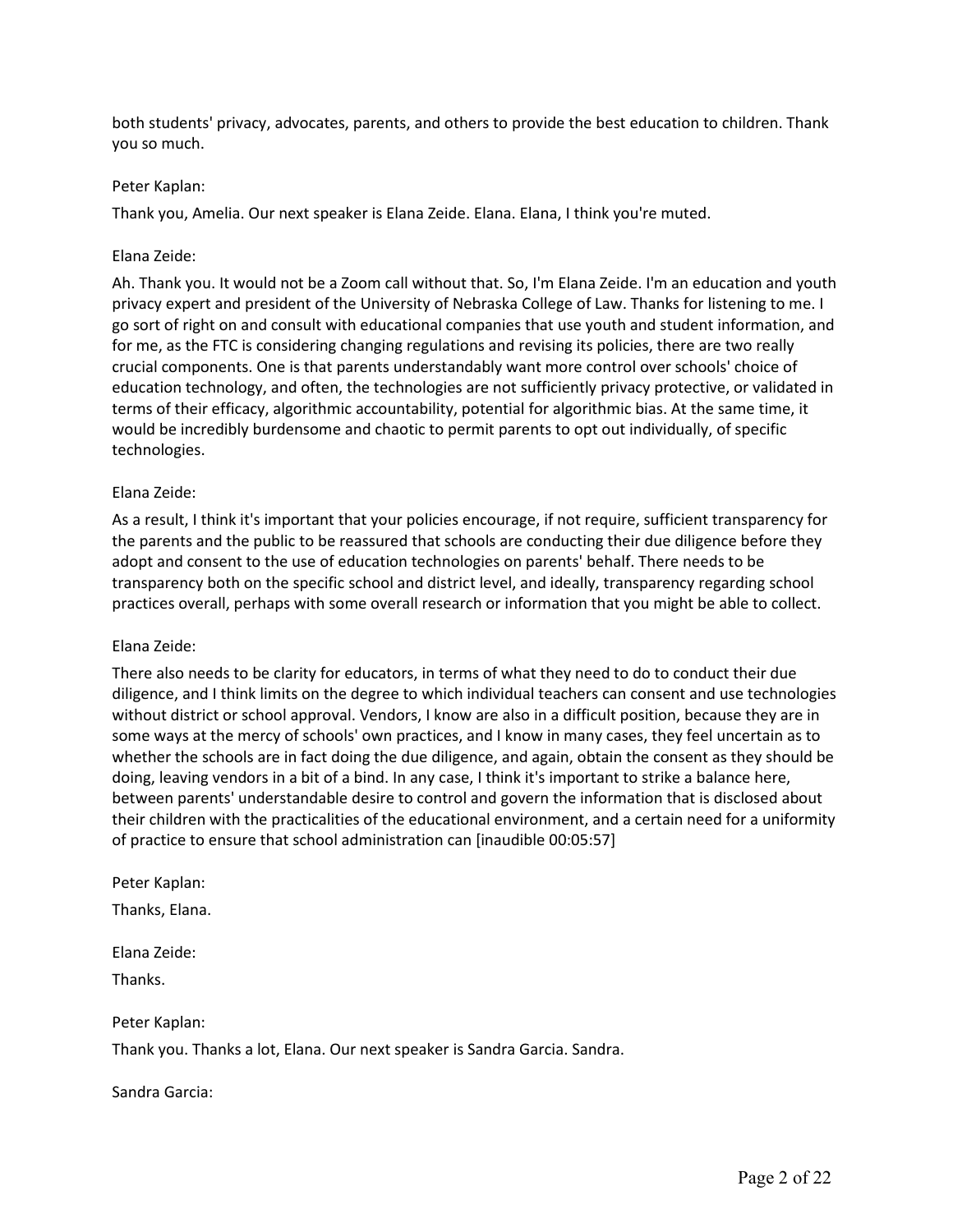both students' privacy, advocates, parents, and others to provide the best education to children. Thank you so much.

Peter Kaplan:

Thank you, Amelia. Our next speaker is Elana Zeide. Elana. Elana, I think you're muted.

Elana Zeide:

Ah. Thank you. It would not be a Zoom call without that. So, I'm Elana Zeide. I'm an education and youth privacy expert and president of the University of Nebraska College of Law. Thanks for listening to me. I go sort of right on and consult with educational companies that use youth and student information, and for me, as the FTC is considering changing regulations and revising its policies, there are two really crucial components. One is that parents understandably want more control over schools' choice of education technology, and often, the technologies are not sufficiently privacy protective, or validated in terms of their efficacy, algorithmic accountability, potential for algorithmic bias. At the same time, it would be incredibly burdensome and chaotic to permit parents to opt out individually, of specific technologies.

Elana Zeide:

As a result, I think it's important that your policies encourage, if not require, sufficient transparency for the parents and the public to be reassured that schools are conducting their due diligence before they adopt and consent to the use of education technologies on parents' behalf. There needs to be transparency both on the specific school and district level, and ideally, transparency regarding school practices overall, perhaps with some overall research or information that you might be able to collect.

Elana Zeide:

There also needs to be clarity for educators, in terms of what they need to do to conduct their due diligence, and I think limits on the degree to which individual teachers can consent and use technologies without district or school approval. Vendors, I know are also in a difficult position, because they are in some ways at the mercy of schools' own practices, and I know in many cases, they feel uncertain as to whether the schools are in fact doing the due diligence, and again, obtain the consent as they should be doing, leaving vendors in a bit of a bind. In any case, I think it's important to strike a balance here, between parents' understandable desire to control and govern the information that is disclosed about their children with the practicalities of the educational environment, and a certain need for a uniformity of practice to ensure that school administration can [inaudible 00:05:57]

Peter Kaplan:

Thanks, Elana.

Elana Zeide:

Thanks.

Peter Kaplan:

Thank you. Thanks a lot, Elana. Our next speaker is Sandra Garcia. Sandra.

Sandra Garcia: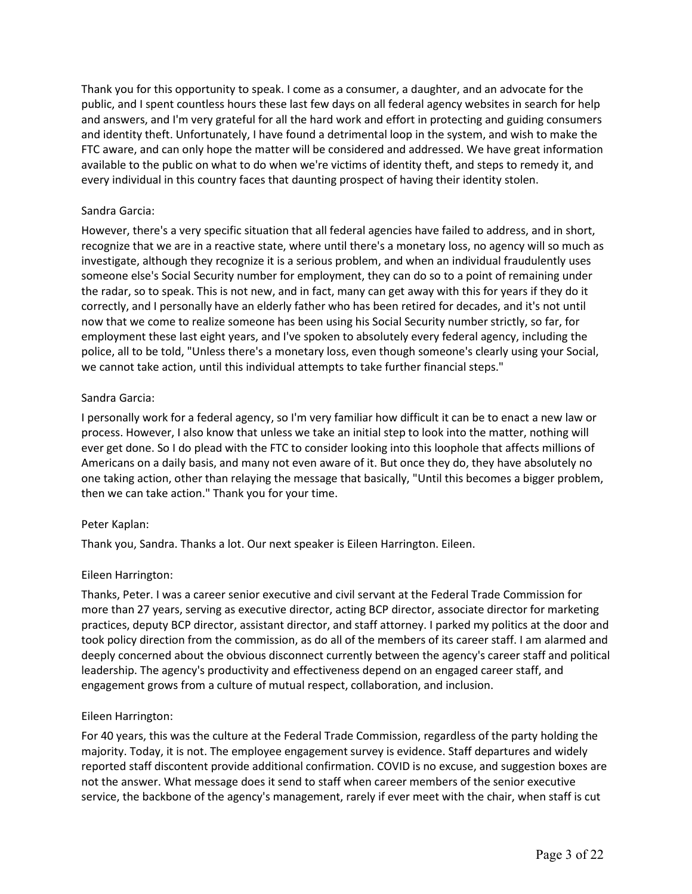Thank you for this opportunity to speak. I come as a consumer, a daughter, and an advocate for the public, and I spent countless hours these last few days on all federal agency websites in search for help and answers, and I'm very grateful for all the hard work and effort in protecting and guiding consumers and identity theft. Unfortunately, I have found a detrimental loop in the system, and wish to make the FTC aware, and can only hope the matter will be considered and addressed. We have great information available to the public on what to do when we're victims of identity theft, and steps to remedy it, and every individual in this country faces that daunting prospect of having their identity stolen.

Sandra Garcia:

However, there's a very specific situation that all federal agencies have failed to address, and in short, recognize that we are in a reactive state, where until there's a monetary loss, no agency will so much as investigate, although they recognize it is a serious problem, and when an individual fraudulently uses someone else's Social Security number for employment, they can do so to a point of remaining under the radar, so to speak. This is not new, and in fact, many can get away with this for years if they do it correctly, and I personally have an elderly father who has been retired for decades, and it's not until now that we come to realize someone has been using his Social Security number strictly, so far, for employment these last eight years, and I've spoken to absolutely every federal agency, including the police, all to be told, "Unless there's a monetary loss, even though someone's clearly using your Social, we cannot take action, until this individual attempts to take further financial steps."

Sandra Garcia:

I personally work for a federal agency, so I'm very familiar how difficult it can be to enact a new law or process. However, I also know that unless we take an initial step to look into the matter, nothing will ever get done. So I do plead with the FTC to consider looking into this loophole that affects millions of Americans on a daily basis, and many not even aware of it. But once they do, they have absolutely no one taking action, other than relaying the message that basically, "Until this becomes a bigger problem, then we can take action." Thank you for your time.

Peter Kaplan:

Thank you, Sandra. Thanks a lot. Our next speaker is Eileen Harrington. Eileen.

Eileen Harrington:

Thanks, Peter. I was a career senior executive and civil servant at the Federal Trade Commission for more than 27 years, serving as executive director, acting BCP director, associate director for marketing practices, deputy BCP director, assistant director, and staff attorney. I parked my politics at the door and took policy direction from the commission, as do all of the members of its career staff. I am alarmed and deeply concerned about the obvious disconnect currently between the agency's career staff and political leadership. The agency's productivity and effectiveness depend on an engaged career staff, and engagement grows from a culture of mutual respect, collaboration, and inclusion.

Eileen Harrington:

For 40 years, this was the culture at the Federal Trade Commission, regardless of the party holding the majority. Today, it is not. The employee engagement survey is evidence. Staff departures and widely reported staff discontent provide additional confirmation. COVID is no excuse, and suggestion boxes are not the answer. What message does it send to staff when career members of the senior executive service, the backbone of the agency's management, rarely if ever meet with the chair, when staff is cut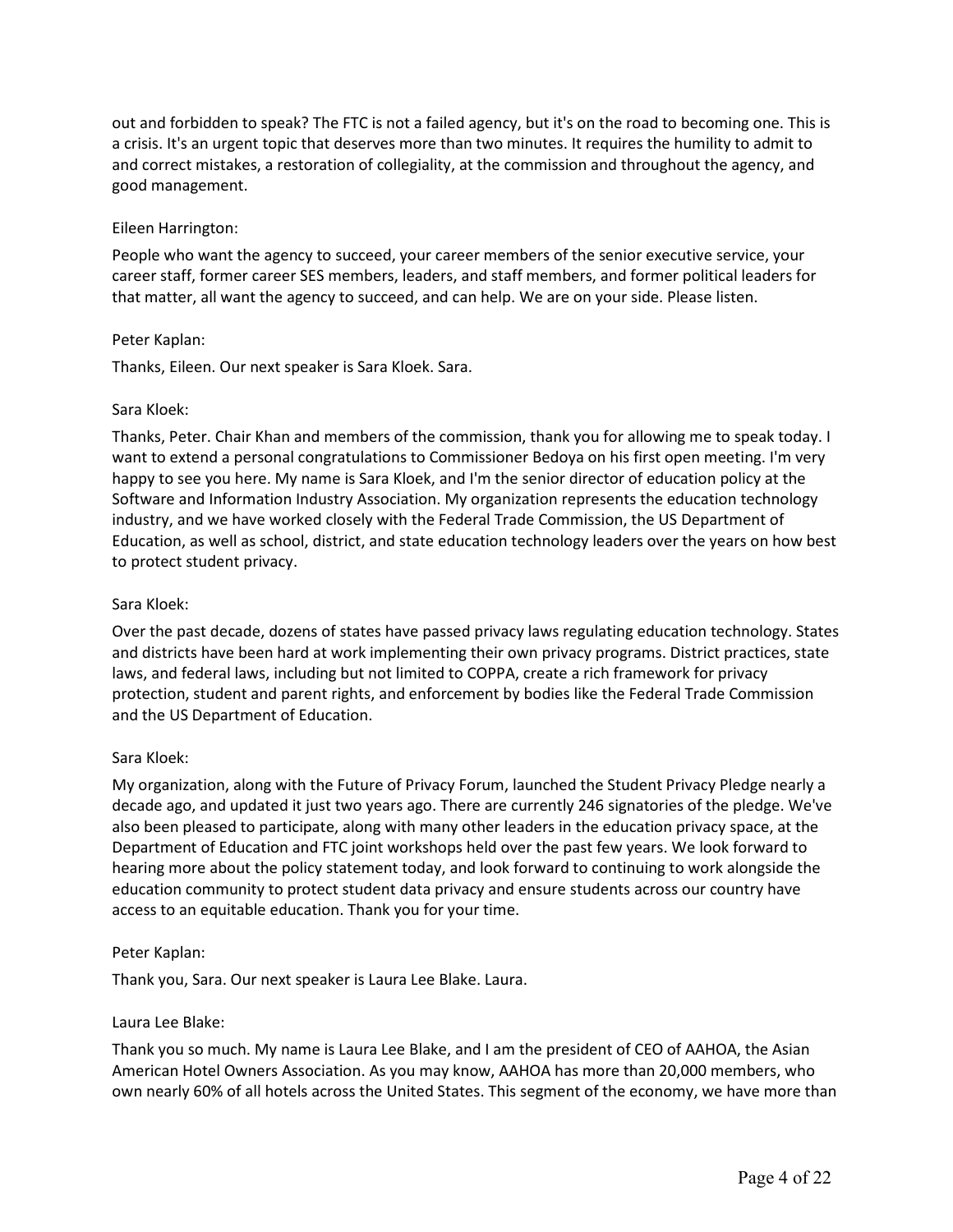out and forbidden to speak? The FTC is not a failed agency, but it's on the road to becoming one. This is a crisis. It's an urgent topic that deserves more than two minutes. It requires the humility to admit to and correct mistakes, a restoration of collegiality, at the commission and throughout the agency, and good management.

Eileen Harrington:

People who want the agency to succeed, your career members of the senior executive service, your career staff, former career SES members, leaders, and staff members, and former political leaders for that matter, all want the agency to succeed, and can help. We are on your side. Please listen.

Peter Kaplan:

Thanks, Eileen. Our next speaker is Sara Kloek. Sara.

Sara Kloek:

Thanks, Peter. Chair Khan and members of the commission, thank you for allowing me to speak today. I want to extend a personal congratulations to Commissioner Bedoya on his first open meeting. I'm very happy to see you here. My name is Sara Kloek, and I'm the senior director of education policy at the Software and Information Industry Association. My organization represents the education technology industry, and we have worked closely with the Federal Trade Commission, the US Department of Education, as well as school, district, and state education technology leaders over the years on how best to protect student privacy.

Sara Kloek:

Over the past decade, dozens of states have passed privacy laws regulating education technology. States and districts have been hard at work implementing their own privacy programs. District practices, state laws, and federal laws, including but not limited to COPPA, create a rich framework for privacy protection, student and parent rights, and enforcement by bodies like the Federal Trade Commission and the US Department of Education.

Sara Kloek:

My organization, along with the Future of Privacy Forum, launched the Student Privacy Pledge nearly a decade ago, and updated it just two years ago. There are currently 246 signatories of the pledge. We've also been pleased to participate, along with many other leaders in the education privacy space, at the Department of Education and FTC joint workshops held over the past few years. We look forward to hearing more about the policy statement today, and look forward to continuing to work alongside the education community to protect student data privacy and ensure students across our country have access to an equitable education. Thank you for your time.

Peter Kaplan:

Thank you, Sara. Our next speaker is Laura Lee Blake. Laura.

Laura Lee Blake:

Thank you so much. My name is Laura Lee Blake, and I am the president of CEO of AAHOA, the Asian American Hotel Owners Association. As you may know, AAHOA has more than 20,000 members, who own nearly 60% of all hotels across the United States. This segment of the economy, we have more than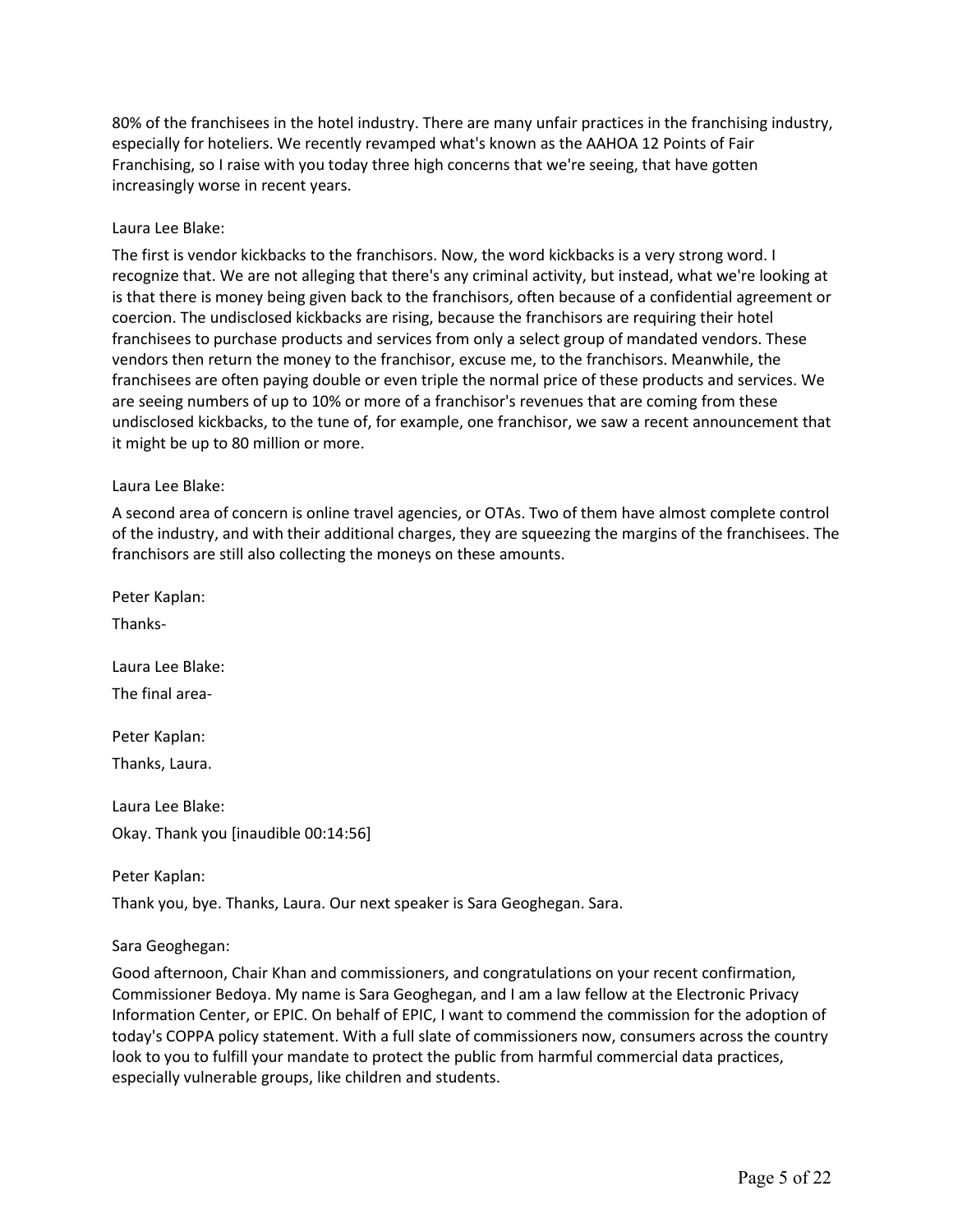80% of the franchisees in the hotel industry. There are many unfair practices in the franchising industry, especially for hoteliers. We recently revamped what's known as the AAHOA 12 Points of Fair Franchising, so I raise with you today three high concerns that we're seeing, that have gotten increasingly worse in recent years.

Laura Lee Blake:

The first is vendor kickbacks to the franchisors. Now, the word kickbacks is a very strong word. I recognize that. We are not alleging that there's any criminal activity, but instead, what we're looking at is that there is money being given back to the franchisors, often because of a confidential agreement or coercion. The undisclosed kickbacks are rising, because the franchisors are requiring their hotel franchisees to purchase products and services from only a select group of mandated vendors. These vendors then return the money to the franchisor, excuse me, to the franchisors. Meanwhile, the franchisees are often paying double or even triple the normal price of these products and services. We are seeing numbers of up to 10% or more of a franchisor's revenues that are coming from these undisclosed kickbacks, to the tune of, for example, one franchisor, we saw a recent announcement that it might be up to 80 million or more.

Laura Lee Blake:

A second area of concern is online travel agencies, or OTAs. Two of them have almost complete control of the industry, and with their additional charges, they are squeezing the margins of the franchisees. The franchisors are still also collecting the moneys on these amounts.

Peter Kaplan:

Thanks-

Laura Lee Blake:

The final area-

Peter Kaplan:

Thanks, Laura.

Laura Lee Blake:

Okay. Thank you [inaudible 00:14:56]

Peter Kaplan:

Thank you, bye. Thanks, Laura. Our next speaker is Sara Geoghegan. Sara.

Sara Geoghegan:

Good afternoon, Chair Khan and commissioners, and congratulations on your recent confirmation, Commissioner Bedoya. My name is Sara Geoghegan, and I am a law fellow at the Electronic Privacy Information Center, or EPIC. On behalf of EPIC, I want to commend the commission for the adoption of today's COPPA policy statement. With a full slate of commissioners now, consumers across the country look to you to fulfill your mandate to protect the public from harmful commercial data practices, especially vulnerable groups, like children and students.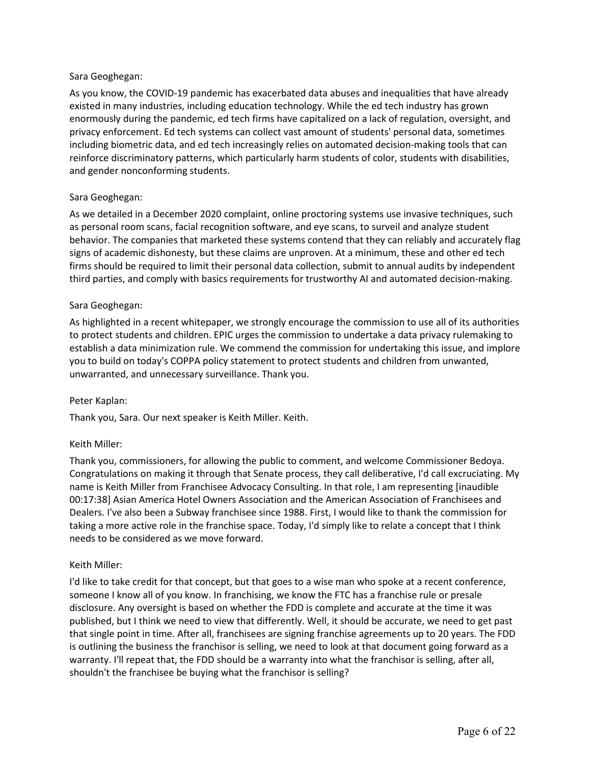Sara Geoghegan:

As you know, the COVID-19 pandemic has exacerbated data abuses and inequalities that have already existed in many industries, including education technology. While the ed tech industry has grown enormously during the pandemic, ed tech firms have capitalized on a lack of regulation, oversight, and privacy enforcement. Ed tech systems can collect vast amount of students' personal data, sometimes including biometric data, and ed tech increasingly relies on automated decision-making tools that can reinforce discriminatory patterns, which particularly harm students of color, students with disabilities, and gender nonconforming students.

Sara Geoghegan:

As we detailed in a December 2020 complaint, online proctoring systems use invasive techniques, such as personal room scans, facial recognition software, and eye scans, to surveil and analyze student behavior. The companies that marketed these systems contend that they can reliably and accurately flag signs of academic dishonesty, but these claims are unproven. At a minimum, these and other ed tech firms should be required to limit their personal data collection, submit to annual audits by independent third parties, and comply with basics requirements for trustworthy AI and automated decision-making.

Sara Geoghegan:

As highlighted in a recent whitepaper, we strongly encourage the commission to use all of its authorities to protect students and children. EPIC urges the commission to undertake a data privacy rulemaking to establish a data minimization rule. We commend the commission for undertaking this issue, and implore you to build on today's COPPA policy statement to protect students and children from unwanted, unwarranted, and unnecessary surveillance. Thank you.

Peter Kaplan:

Thank you, Sara. Our next speaker is Keith Miller. Keith.

Keith Miller:

Thank you, commissioners, for allowing the public to comment, and welcome Commissioner Bedoya. Congratulations on making it through that Senate process, they call deliberative, I'd call excruciating. My name is Keith Miller from Franchisee Advocacy Consulting. In that role, I am representing [inaudible 00:17:38] Asian America Hotel Owners Association and the American Association of Franchisees and Dealers. I've also been a Subway franchisee since 1988. First, I would like to thank the commission for taking a more active role in the franchise space. Today, I'd simply like to relate a concept that I think needs to be considered as we move forward.

Keith Miller:

I'd like to take credit for that concept, but that goes to a wise man who spoke at a recent conference, someone I know all of you know. In franchising, we know the FTC has a franchise rule or presale disclosure. Any oversight is based on whether the FDD is complete and accurate at the time it was published, but I think we need to view that differently. Well, it should be accurate, we need to get past that single point in time. After all, franchisees are signing franchise agreements up to 20 years. The FDD is outlining the business the franchisor is selling, we need to look at that document going forward as a warranty. I'll repeat that, the FDD should be a warranty into what the franchisor is selling, after all, shouldn't the franchisee be buying what the franchisor is selling?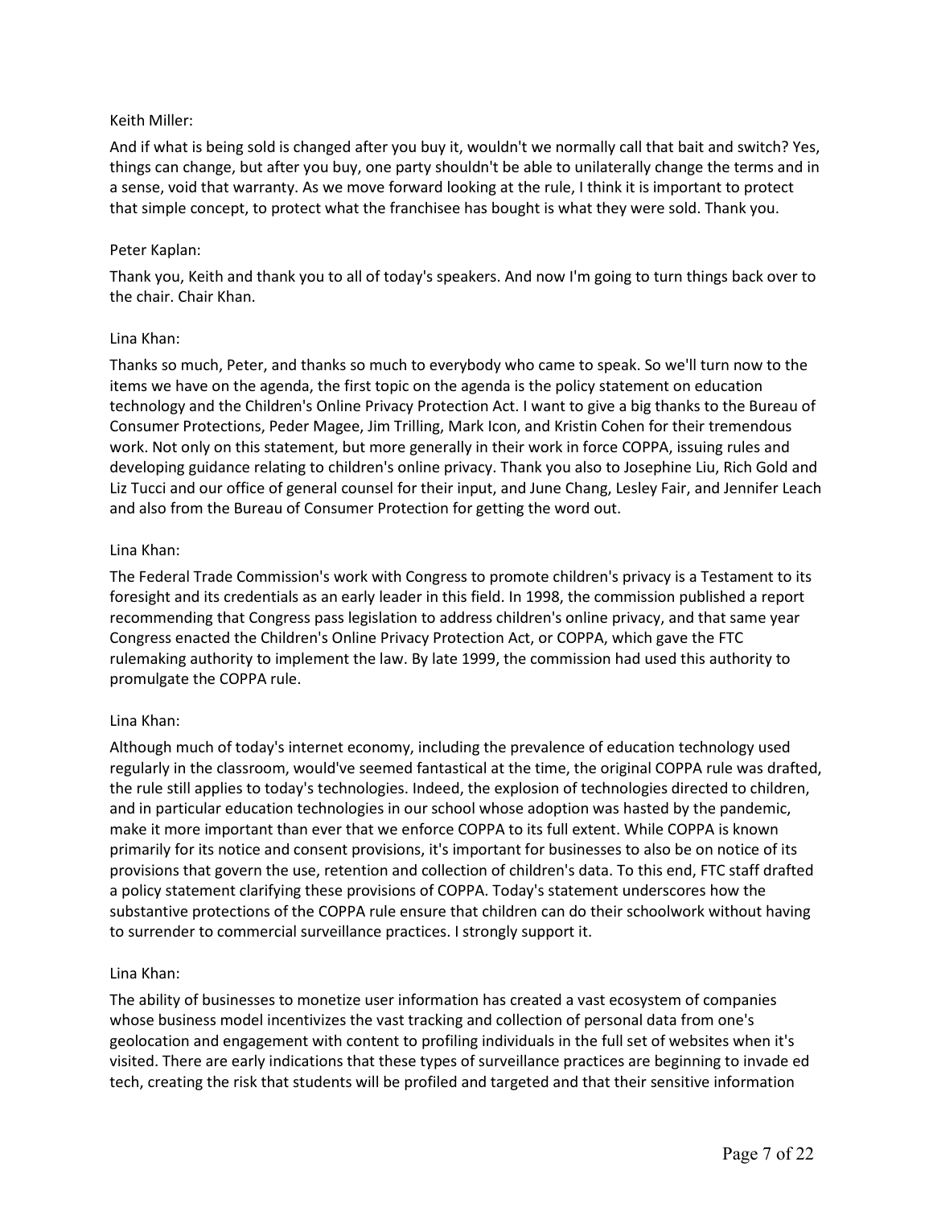Keith Miller:

And if what is being sold is changed after you buy it, wouldn't we normally call that bait and switch? Yes, things can change, but after you buy, one party shouldn't be able to unilaterally change the terms and in a sense, void that warranty. As we move forward looking at the rule, I think it is important to protect that simple concept, to protect what the franchisee has bought is what they were sold. Thank you.

Peter Kaplan:

Thank you, Keith and thank you to all of today's speakers. And now I'm going to turn things back over to the chair. Chair Khan.

Lina Khan:

Thanks so much, Peter, and thanks so much to everybody who came to speak. So we'll turn now to the items we have on the agenda, the first topic on the agenda is the policy statement on education technology and the Children's Online Privacy Protection Act. I want to give a big thanks to the Bureau of Consumer Protections, Peder Magee, Jim Trilling, Mark Icon, and Kristin Cohen for their tremendous work. Not only on this statement, but more generally in their work in force COPPA, issuing rules and developing guidance relating to children's online privacy. Thank you also to Josephine Liu, Rich Gold and Liz Tucci and our office of general counsel for their input, and June Chang, Lesley Fair, and Jennifer Leach and also from the Bureau of Consumer Protection for getting the word out.

Lina Khan:

The Federal Trade Commission's work with Congress to promote children's privacy is a Testament to its foresight and its credentials as an early leader in this field. In 1998, the commission published a report recommending that Congress pass legislation to address children's online privacy, and that same year Congress enacted the Children's Online Privacy Protection Act, or COPPA, which gave the FTC rulemaking authority to implement the law. By late 1999, the commission had used this authority to promulgate the COPPA rule.

Lina Khan:

Although much of today's internet economy, including the prevalence of education technology used regularly in the classroom, would've seemed fantastical at the time, the original COPPA rule was drafted, the rule still applies to today's technologies. Indeed, the explosion of technologies directed to children, and in particular education technologies in our school whose adoption was hasted by the pandemic, make it more important than ever that we enforce COPPA to its full extent. While COPPA is known primarily for its notice and consent provisions, it's important for businesses to also be on notice of its provisions that govern the use, retention and collection of children's data. To this end, FTC staff drafted a policy statement clarifying these provisions of COPPA. Today's statement underscores how the substantive protections of the COPPA rule ensure that children can do their schoolwork without having to surrender to commercial surveillance practices. I strongly support it.

Lina Khan:

The ability of businesses to monetize user information has created a vast ecosystem of companies whose business model incentivizes the vast tracking and collection of personal data from one's geolocation and engagement with content to profiling individuals in the full set of websites when it's visited. There are early indications that these types of surveillance practices are beginning to invade ed tech, creating the risk that students will be profiled and targeted and that their sensitive information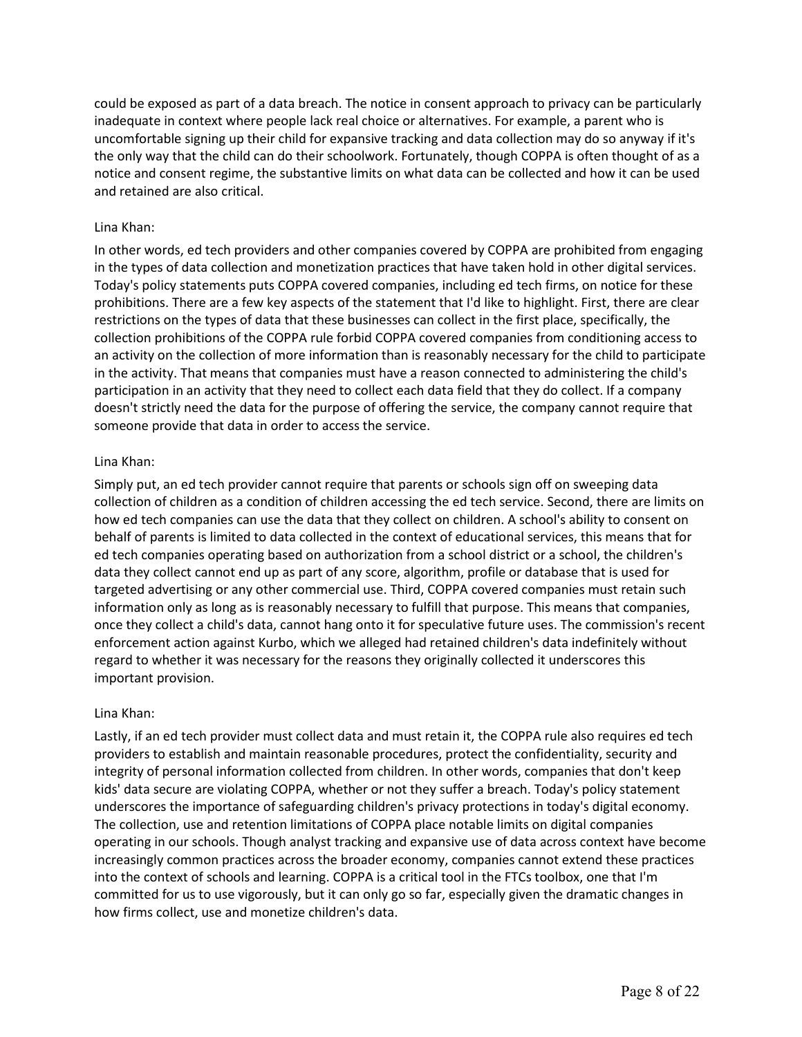could be exposed as part of a data breach. The notice in consent approach to privacy can be particularly inadequate in context where people lack real choice or alternatives. For example, a parent who is uncomfortable signing up their child for expansive tracking and data collection may do so anyway if it's the only way that the child can do their schoolwork. Fortunately, though COPPA is often thought of as a notice and consent regime, the substantive limits on what data can be collected and how it can be used and retained are also critical.

Lina Khan:

In other words, ed tech providers and other companies covered by COPPA are prohibited from engaging in the types of data collection and monetization practices that have taken hold in other digital services. Today's policy statements puts COPPA covered companies, including ed tech firms, on notice for these prohibitions. There are a few key aspects of the statement that I'd like to highlight. First, there are clear restrictions on the types of data that these businesses can collect in the first place, specifically, the collection prohibitions of the COPPA rule forbid COPPA covered companies from conditioning access to an activity on the collection of more information than is reasonably necessary for the child to participate in the activity. That means that companies must have a reason connected to administering the child's participation in an activity that they need to collect each data field that they do collect. If a company doesn't strictly need the data for the purpose of offering the service, the company cannot require that someone provide that data in order to access the service.

Lina Khan:

Simply put, an ed tech provider cannot require that parents or schools sign off on sweeping data collection of children as a condition of children accessing the ed tech service. Second, there are limits on how ed tech companies can use the data that they collect on children. A school's ability to consent on behalf of parents is limited to data collected in the context of educational services, this means that for ed tech companies operating based on authorization from a school district or a school, the children's data they collect cannot end up as part of any score, algorithm, profile or database that is used for targeted advertising or any other commercial use. Third, COPPA covered companies must retain such information only as long as is reasonably necessary to fulfill that purpose. This means that companies, once they collect a child's data, cannot hang onto it for speculative future uses. The commission's recent enforcement action against Kurbo, which we alleged had retained children's data indefinitely without regard to whether it was necessary for the reasons they originally collected it underscores this important provision.

Lina Khan:

Lastly, if an ed tech provider must collect data and must retain it, the COPPA rule also requires ed tech providers to establish and maintain reasonable procedures, protect the confidentiality, security and integrity of personal information collected from children. In other words, companies that don't keep kids' data secure are violating COPPA, whether or not they suffer a breach. Today's policy statement underscores the importance of safeguarding children's privacy protections in today's digital economy. The collection, use and retention limitations of COPPA place notable limits on digital companies operating in our schools. Though analyst tracking and expansive use of data across context have become increasingly common practices across the broader economy, companies cannot extend these practices into the context of schools and learning. COPPA is a critical tool in the FTCs toolbox, one that I'm committed for us to use vigorously, but it can only go so far, especially given the dramatic changes in how firms collect, use and monetize children's data.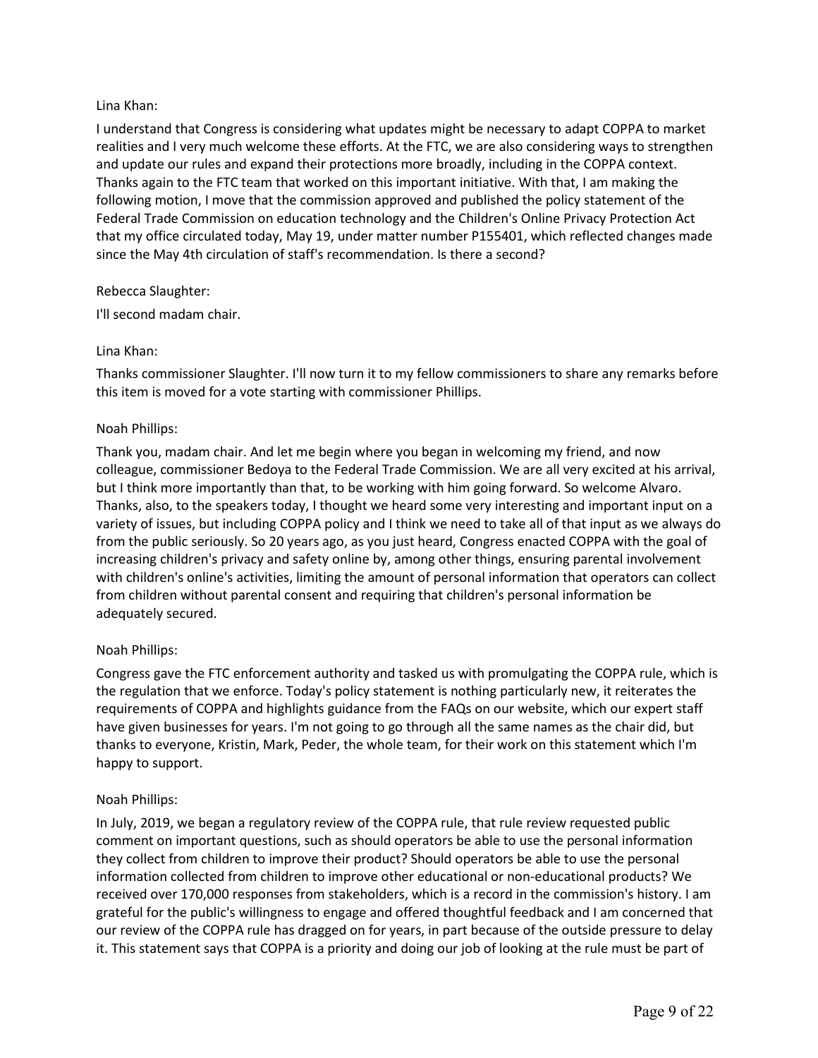Lina Khan:

I understand that Congress is considering what updates might be necessary to adapt COPPA to market realities and I very much welcome these efforts. At the FTC, we are also considering ways to strengthen and update our rules and expand their protections more broadly, including in the COPPA context. Thanks again to the FTC team that worked on this important initiative. With that, I am making the following motion, I move that the commission approved and published the policy statement of the Federal Trade Commission on education technology and the Children's Online Privacy Protection Act that my office circulated today, May 19, under matter number P155401, which reflected changes made since the May 4th circulation of staff's recommendation. Is there a second?

Rebecca Slaughter:

I'll second madam chair.

Lina Khan:

Thanks commissioner Slaughter. I'll now turn it to my fellow commissioners to share any remarks before this item is moved for a vote starting with commissioner Phillips.

Noah Phillips:

Thank you, madam chair. And let me begin where you began in welcoming my friend, and now colleague, commissioner Bedoya to the Federal Trade Commission. We are all very excited at his arrival, but I think more importantly than that, to be working with him going forward. So welcome Alvaro. Thanks, also, to the speakers today, I thought we heard some very interesting and important input on a variety of issues, but including COPPA policy and I think we need to take all of that input as we always do from the public seriously. So 20 years ago, as you just heard, Congress enacted COPPA with the goal of increasing children's privacy and safety online by, among other things, ensuring parental involvement with children's online's activities, limiting the amount of personal information that operators can collect from children without parental consent and requiring that children's personal information be adequately secured.

Noah Phillips:

Congress gave the FTC enforcement authority and tasked us with promulgating the COPPA rule, which is the regulation that we enforce. Today's policy statement is nothing particularly new, it reiterates the requirements of COPPA and highlights guidance from the FAQs on our website, which our expert staff have given businesses for years. I'm not going to go through all the same names as the chair did, but thanks to everyone, Kristin, Mark, Peder, the whole team, for their work on this statement which I'm happy to support.

Noah Phillips:

In July, 2019, we began a regulatory review of the COPPA rule, that rule review requested public comment on important questions, such as should operators be able to use the personal information they collect from children to improve their product? Should operators be able to use the personal information collected from children to improve other educational or non-educational products? We received over 170,000 responses from stakeholders, which is a record in the commission's history. I am grateful for the public's willingness to engage and offered thoughtful feedback and I am concerned that our review of the COPPA rule has dragged on for years, in part because of the outside pressure to delay it. This statement says that COPPA is a priority and doing our job of looking at the rule must be part of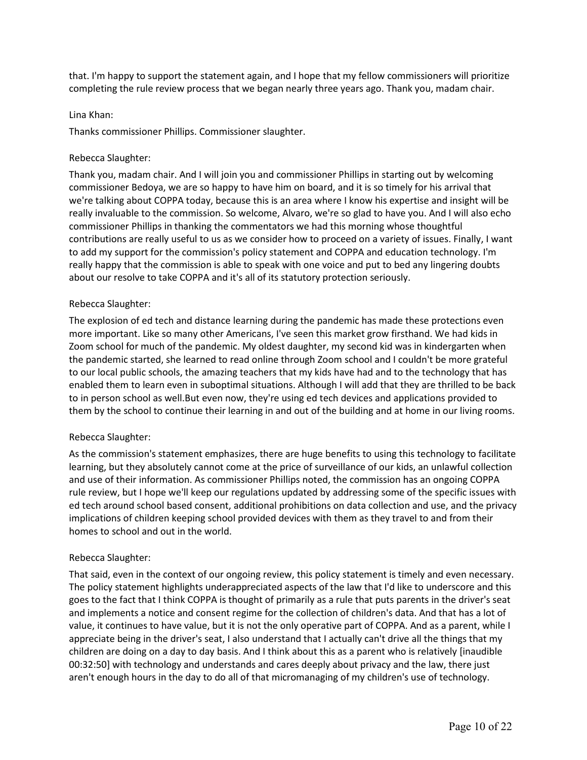that. I'm happy to support the statement again, and I hope that my fellow commissioners will prioritize completing the rule review process that we began nearly three years ago. Thank you, madam chair.

Lina Khan:

Thanks commissioner Phillips. Commissioner slaughter.

Rebecca Slaughter:

Thank you, madam chair. And I will join you and commissioner Phillips in starting out by welcoming commissioner Bedoya, we are so happy to have him on board, and it is so timely for his arrival that we're talking about COPPA today, because this is an area where I know his expertise and insight will be really invaluable to the commission. So welcome, Alvaro, we're so glad to have you. And I will also echo commissioner Phillips in thanking the commentators we had this morning whose thoughtful contributions are really useful to us as we consider how to proceed on a variety of issues. Finally, I want to add my support for the commission's policy statement and COPPA and education technology. I'm really happy that the commission is able to speak with one voice and put to bed any lingering doubts about our resolve to take COPPA and it's all of its statutory protection seriously.

Rebecca Slaughter:

The explosion of ed tech and distance learning during the pandemic has made these protections even more important. Like so many other Americans, I've seen this market grow firsthand. We had kids in Zoom school for much of the pandemic. My oldest daughter, my second kid was in kindergarten when the pandemic started, she learned to read online through Zoom school and I couldn't be more grateful to our local public schools, the amazing teachers that my kids have had and to the technology that has enabled them to learn even in suboptimal situations. Although I will add that they are thrilled to be back to in person school as well.But even now, they're using ed tech devices and applications provided to them by the school to continue their learning in and out of the building and at home in our living rooms.

Rebecca Slaughter:

As the commission's statement emphasizes, there are huge benefits to using this technology to facilitate learning, but they absolutely cannot come at the price of surveillance of our kids, an unlawful collection and use of their information. As commissioner Phillips noted, the commission has an ongoing COPPA rule review, but I hope we'll keep our regulations updated by addressing some of the specific issues with ed tech around school based consent, additional prohibitions on data collection and use, and the privacy implications of children keeping school provided devices with them as they travel to and from their homes to school and out in the world.

Rebecca Slaughter:

That said, even in the context of our ongoing review, this policy statement is timely and even necessary. The policy statement highlights underappreciated aspects of the law that I'd like to underscore and this goes to the fact that I think COPPA is thought of primarily as a rule that puts parents in the driver's seat and implements a notice and consent regime for the collection of children's data. And that has a lot of value, it continues to have value, but it is not the only operative part of COPPA. And as a parent, while I appreciate being in the driver's seat, I also understand that I actually can't drive all the things that my children are doing on a day to day basis. And I think about this as a parent who is relatively [inaudible 00:32:50] with technology and understands and cares deeply about privacy and the law, there just aren't enough hours in the day to do all of that micromanaging of my children's use of technology.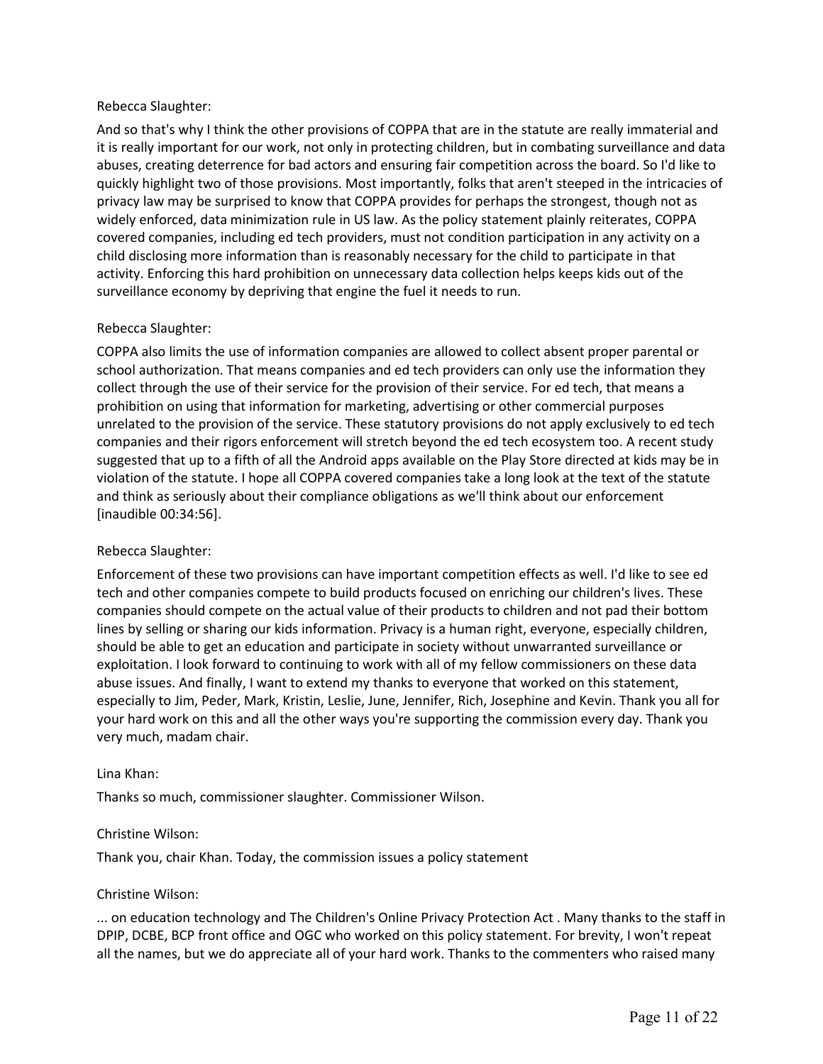Rebecca Slaughter:

And so that's why I think the other provisions of COPPA that are in the statute are really immaterial and it is really important for our work, not only in protecting children, but in combating surveillance and data abuses, creating deterrence for bad actors and ensuring fair competition across the board. So I'd like to quickly highlight two of those provisions. Most importantly, folks that aren't steeped in the intricacies of privacy law may be surprised to know that COPPA provides for perhaps the strongest, though not as widely enforced, data minimization rule in US law. As the policy statement plainly reiterates, COPPA covered companies, including ed tech providers, must not condition participation in any activity on a child disclosing more information than is reasonably necessary for the child to participate in that activity. Enforcing this hard prohibition on unnecessary data collection helps keeps kids out of the surveillance economy by depriving that engine the fuel it needs to run.

Rebecca Slaughter:

COPPA also limits the use of information companies are allowed to collect absent proper parental or school authorization. That means companies and ed tech providers can only use the information they collect through the use of their service for the provision of their service. For ed tech, that means a prohibition on using that information for marketing, advertising or other commercial purposes unrelated to the provision of the service. These statutory provisions do not apply exclusively to ed tech companies and their rigors enforcement will stretch beyond the ed tech ecosystem too. A recent study suggested that up to a fifth of all the Android apps available on the Play Store directed at kids may be in violation of the statute. I hope all COPPA covered companies take a long look at the text of the statute and think as seriously about their compliance obligations as we'll think about our enforcement [inaudible 00:34:56].

Rebecca Slaughter:

Enforcement of these two provisions can have important competition effects as well. I'd like to see ed tech and other companies compete to build products focused on enriching our children's lives. These companies should compete on the actual value of their products to children and not pad their bottom lines by selling or sharing our kids information. Privacy is a human right, everyone, especially children, should be able to get an education and participate in society without unwarranted surveillance or exploitation. I look forward to continuing to work with all of my fellow commissioners on these data abuse issues. And finally, I want to extend my thanks to everyone that worked on this statement, especially to Jim, Peder, Mark, Kristin, Leslie, June, Jennifer, Rich, Josephine and Kevin. Thank you all for your hard work on this and all the other ways you're supporting the commission every day. Thank you very much, madam chair.

Lina Khan:

Thanks so much, commissioner slaughter. Commissioner Wilson.

Christine Wilson:

Thank you, chair Khan. Today, the commission issues a policy statement

Christine Wilson:

... on education technology and The Children's Online Privacy Protection Act . Many thanks to the staff in DPIP, DCBE, BCP front office and OGC who worked on this policy statement. For brevity, I won't repeat all the names, but we do appreciate all of your hard work. Thanks to the commenters who raised many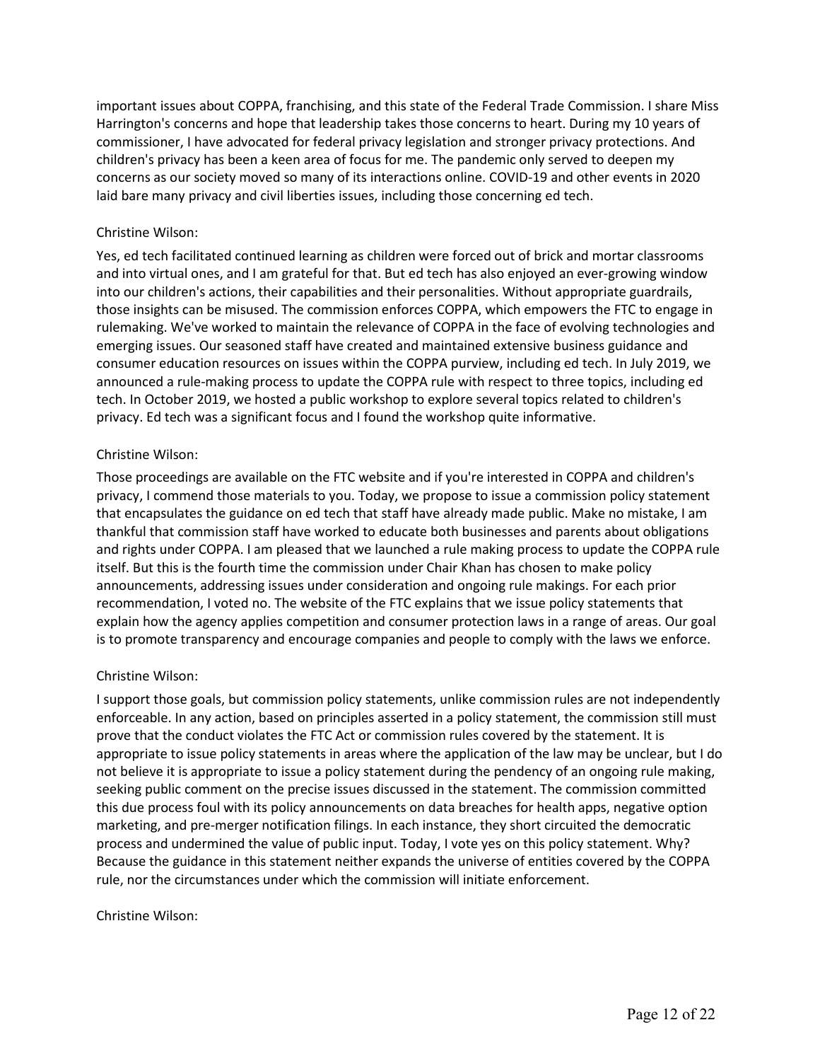important issues about COPPA, franchising, and this state of the Federal Trade Commission. I share Miss Harrington's concerns and hope that leadership takes those concerns to heart. During my 10 years of commissioner, I have advocated for federal privacy legislation and stronger privacy protections. And children's privacy has been a keen area of focus for me. The pandemic only served to deepen my concerns as our society moved so many of its interactions online. COVID-19 and other events in 2020 laid bare many privacy and civil liberties issues, including those concerning ed tech.

Christine Wilson:

Yes, ed tech facilitated continued learning as children were forced out of brick and mortar classrooms and into virtual ones, and I am grateful for that. But ed tech has also enjoyed an ever-growing window into our children's actions, their capabilities and their personalities. Without appropriate guardrails, those insights can be misused. The commission enforces COPPA, which empowers the FTC to engage in rulemaking. We've worked to maintain the relevance of COPPA in the face of evolving technologies and emerging issues. Our seasoned staff have created and maintained extensive business guidance and consumer education resources on issues within the COPPA purview, including ed tech. In July 2019, we announced a rule-making process to update the COPPA rule with respect to three topics, including ed tech. In October 2019, we hosted a public workshop to explore several topics related to children's privacy. Ed tech was a significant focus and I found the workshop quite informative.

Christine Wilson:

Those proceedings are available on the FTC website and if you're interested in COPPA and children's privacy, I commend those materials to you. Today, we propose to issue a commission policy statement that encapsulates the guidance on ed tech that staff have already made public. Make no mistake, I am thankful that commission staff have worked to educate both businesses and parents about obligations and rights under COPPA. I am pleased that we launched a rule making process to update the COPPA rule itself. But this is the fourth time the commission under Chair Khan has chosen to make policy announcements, addressing issues under consideration and ongoing rule makings. For each prior recommendation, I voted no. The website of the FTC explains that we issue policy statements that explain how the agency applies competition and consumer protection laws in a range of areas. Our goal is to promote transparency and encourage companies and people to comply with the laws we enforce.

Christine Wilson:

I support those goals, but commission policy statements, unlike commission rules are not independently enforceable. In any action, based on principles asserted in a policy statement, the commission still must prove that the conduct violates the FTC Act or commission rules covered by the statement. It is appropriate to issue policy statements in areas where the application of the law may be unclear, but I do not believe it is appropriate to issue a policy statement during the pendency of an ongoing rule making, seeking public comment on the precise issues discussed in the statement. The commission committed this due process foul with its policy announcements on data breaches for health apps, negative option marketing, and pre-merger notification filings. In each instance, they short circuited the democratic process and undermined the value of public input. Today, I vote yes on this policy statement. Why? Because the guidance in this statement neither expands the universe of entities covered by the COPPA rule, nor the circumstances under which the commission will initiate enforcement.

Christine Wilson: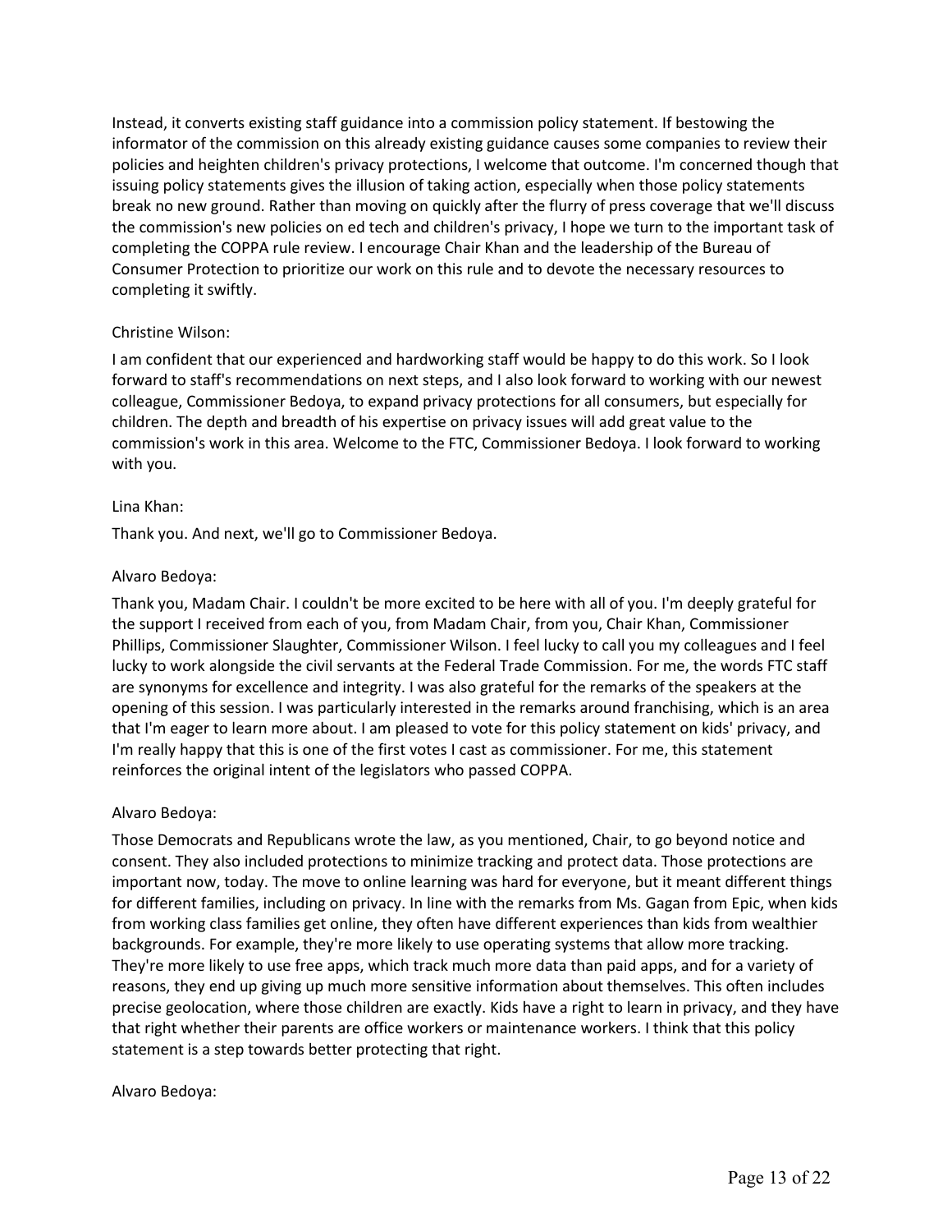Instead, it converts existing staff guidance into a commission policy statement. If bestowing the informator of the commission on this already existing guidance causes some companies to review their policies and heighten children's privacy protections, I welcome that outcome. I'm concerned though that issuing policy statements gives the illusion of taking action, especially when those policy statements break no new ground. Rather than moving on quickly after the flurry of press coverage that we'll discuss the commission's new policies on ed tech and children's privacy, I hope we turn to the important task of completing the COPPA rule review. I encourage Chair Khan and the leadership of the Bureau of Consumer Protection to prioritize our work on this rule and to devote the necessary resources to completing it swiftly.

Christine Wilson:

I am confident that our experienced and hardworking staff would be happy to do this work. So I look forward to staff's recommendations on next steps, and I also look forward to working with our newest colleague, Commissioner Bedoya, to expand privacy protections for all consumers, but especially for children. The depth and breadth of his expertise on privacy issues will add great value to the commission's work in this area. Welcome to the FTC, Commissioner Bedoya. I look forward to working with you.

Lina Khan:

Thank you. And next, we'll go to Commissioner Bedoya.

Alvaro Bedoya:

Thank you, Madam Chair. I couldn't be more excited to be here with all of you. I'm deeply grateful for the support I received from each of you, from Madam Chair, from you, Chair Khan, Commissioner Phillips, Commissioner Slaughter, Commissioner Wilson. I feel lucky to call you my colleagues and I feel lucky to work alongside the civil servants at the Federal Trade Commission. For me, the words FTC staff are synonyms for excellence and integrity. I was also grateful for the remarks of the speakers at the opening of this session. I was particularly interested in the remarks around franchising, which is an area that I'm eager to learn more about. I am pleased to vote for this policy statement on kids' privacy, and I'm really happy that this is one of the first votes I cast as commissioner. For me, this statement reinforces the original intent of the legislators who passed COPPA.

Alvaro Bedoya:

Those Democrats and Republicans wrote the law, as you mentioned, Chair, to go beyond notice and consent. They also included protections to minimize tracking and protect data. Those protections are important now, today. The move to online learning was hard for everyone, but it meant different things for different families, including on privacy. In line with the remarks from Ms. Gagan from Epic, when kids from working class families get online, they often have different experiences than kids from wealthier backgrounds. For example, they're more likely to use operating systems that allow more tracking. They're more likely to use free apps, which track much more data than paid apps, and for a variety of reasons, they end up giving up much more sensitive information about themselves. This often includes precise geolocation, where those children are exactly. Kids have a right to learn in privacy, and they have that right whether their parents are office workers or maintenance workers. I think that this policy statement is a step towards better protecting that right.

Alvaro Bedoya: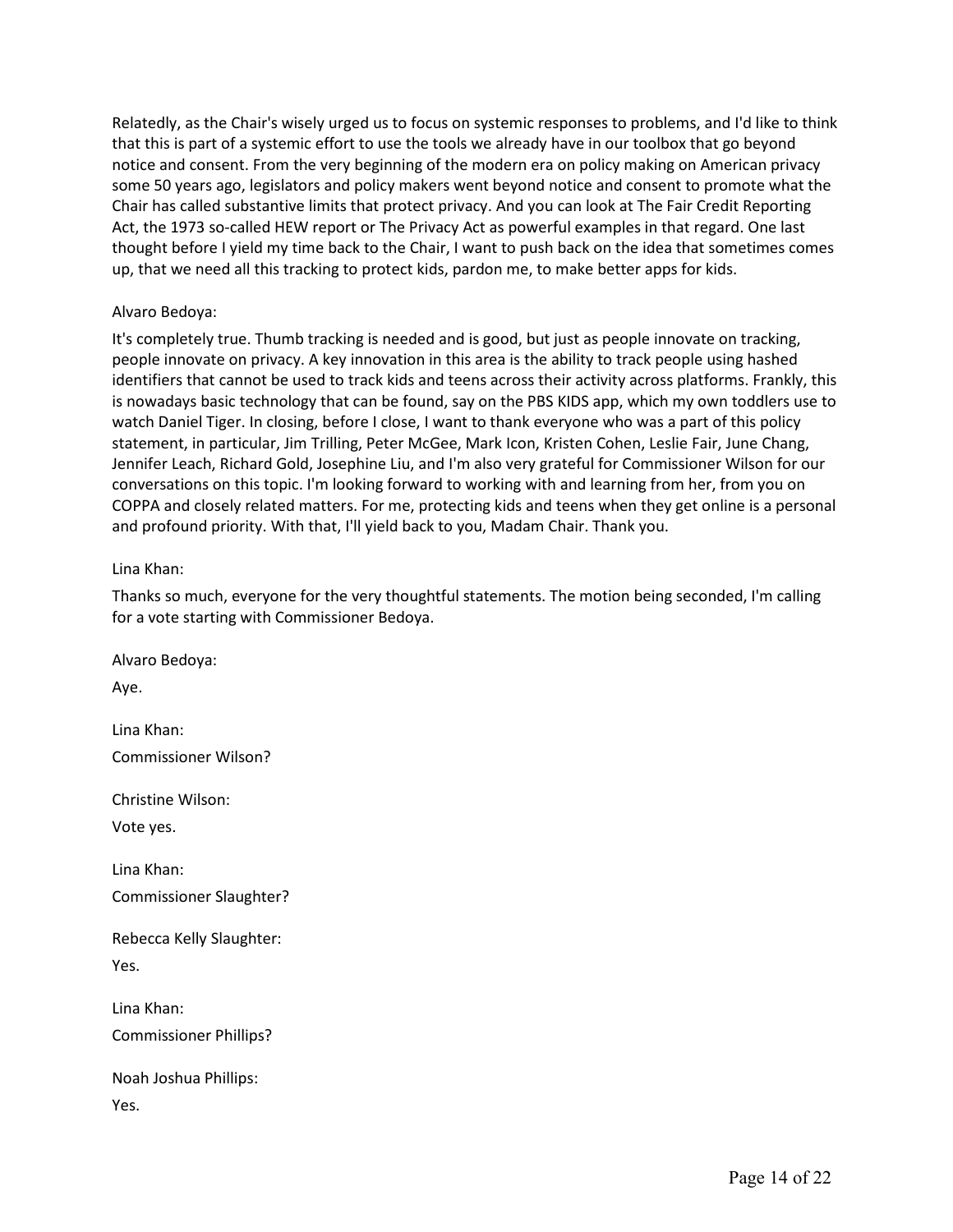Relatedly, as the Chair's wisely urged us to focus on systemic responses to problems, and I'd like to think that this is part of a systemic effort to use the tools we already have in our toolbox that go beyond notice and consent. From the very beginning of the modern era on policy making on American privacy some 50 years ago, legislators and policy makers went beyond notice and consent to promote what the Chair has called substantive limits that protect privacy. And you can look at The Fair Credit Reporting Act, the 1973 so-called HEW report or The Privacy Act as powerful examples in that regard. One last thought before I yield my time back to the Chair, I want to push back on the idea that sometimes comes up, that we need all this tracking to protect kids, pardon me, to make better apps for kids.

Alvaro Bedoya:

It's completely true. Thumb tracking is needed and is good, but just as people innovate on tracking, people innovate on privacy. A key innovation in this area is the ability to track people using hashed identifiers that cannot be used to track kids and teens across their activity across platforms. Frankly, this is nowadays basic technology that can be found, say on the PBS KIDS app, which my own toddlers use to watch Daniel Tiger. In closing, before I close, I want to thank everyone who was a part of this policy statement, in particular, Jim Trilling, Peter McGee, Mark Icon, Kristen Cohen, Leslie Fair, June Chang, Jennifer Leach, Richard Gold, Josephine Liu, and I'm also very grateful for Commissioner Wilson for our conversations on this topic. I'm looking forward to working with and learning from her, from you on COPPA and closely related matters. For me, protecting kids and teens when they get online is a personal and profound priority. With that, I'll yield back to you, Madam Chair. Thank you.

Lina Khan:

Thanks so much, everyone for the very thoughtful statements. The motion being seconded, I'm calling for a vote starting with Commissioner Bedoya.

Alvaro Bedoya:

Aye.

Lina Khan:

Commissioner Wilson?

Christine Wilson:

Vote yes.

Lina Khan:

Commissioner Slaughter?

Rebecca Kelly Slaughter:

Yes.

Lina Khan:

Commissioner Phillips?

Noah Joshua Phillips:

Yes.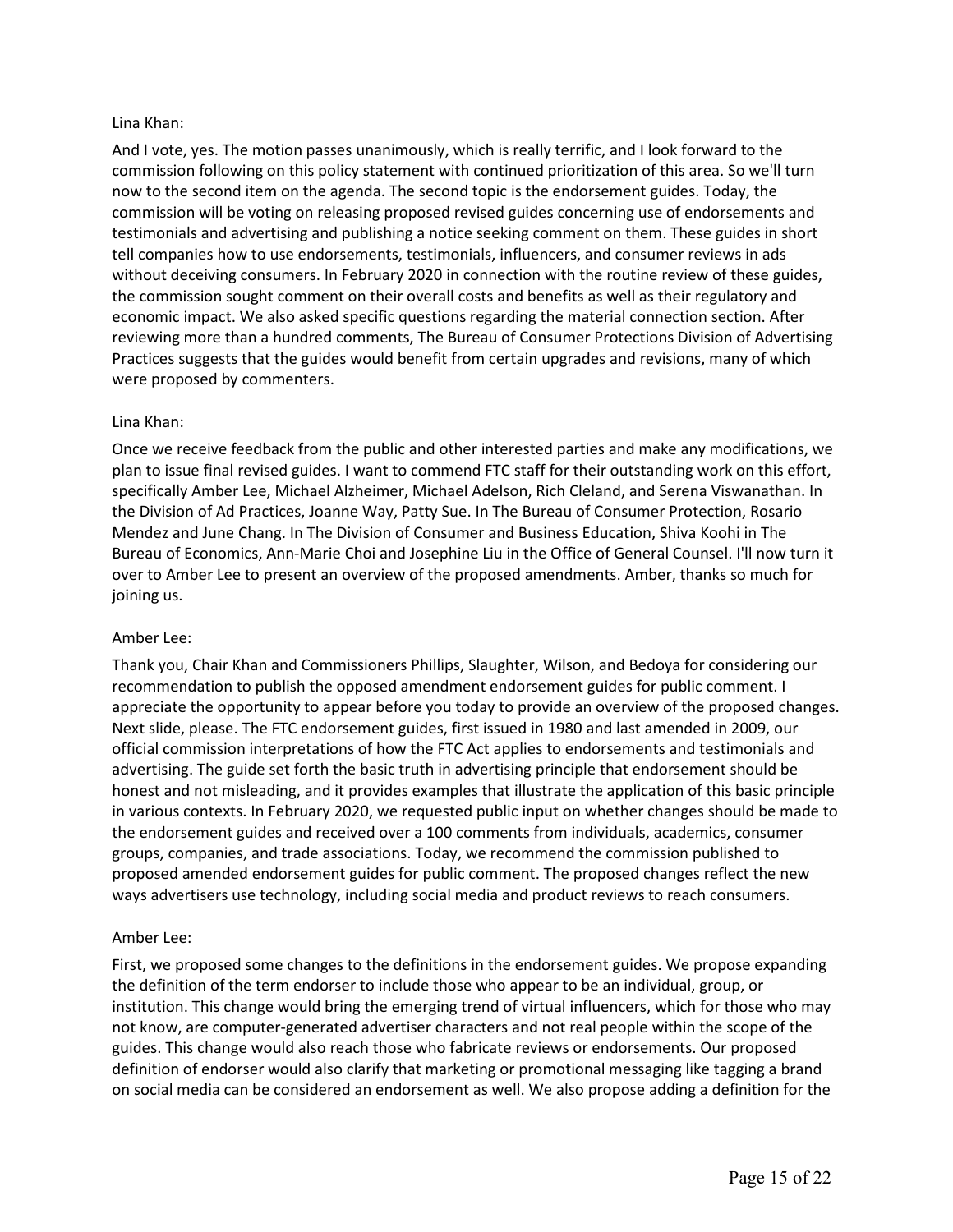Lina Khan:

And I vote, yes. The motion passes unanimously, which is really terrific, and I look forward to the commission following on this policy statement with continued prioritization of this area. So we'll turn now to the second item on the agenda. The second topic is the endorsement guides. Today, the commission will be voting on releasing proposed revised guides concerning use of endorsements and testimonials and advertising and publishing a notice seeking comment on them. These guides in short tell companies how to use endorsements, testimonials, influencers, and consumer reviews in ads without deceiving consumers. In February 2020 in connection with the routine review of these guides, the commission sought comment on their overall costs and benefits as well as their regulatory and economic impact. We also asked specific questions regarding the material connection section. After reviewing more than a hundred comments, The Bureau of Consumer Protections Division of Advertising Practices suggests that the guides would benefit from certain upgrades and revisions, many of which were proposed by commenters.

Lina Khan:

Once we receive feedback from the public and other interested parties and make any modifications, we plan to issue final revised guides. I want to commend FTC staff for their outstanding work on this effort, specifically Amber Lee, Michael Alzheimer, Michael Adelson, Rich Cleland, and Serena Viswanathan. In the Division of Ad Practices, Joanne Way, Patty Sue. In The Bureau of Consumer Protection, Rosario Mendez and June Chang. In The Division of Consumer and Business Education, Shiva Koohi in The Bureau of Economics, Ann-Marie Choi and Josephine Liu in the Office of General Counsel. I'll now turn it over to Amber Lee to present an overview of the proposed amendments. Amber, thanks so much for joining us.

Amber Lee:

Thank you, Chair Khan and Commissioners Phillips, Slaughter, Wilson, and Bedoya for considering our recommendation to publish the opposed amendment endorsement guides for public comment. I appreciate the opportunity to appear before you today to provide an overview of the proposed changes. Next slide, please. The FTC endorsement guides, first issued in 1980 and last amended in 2009, our official commission interpretations of how the FTC Act applies to endorsements and testimonials and advertising. The guide set forth the basic truth in advertising principle that endorsement should be honest and not misleading, and it provides examples that illustrate the application of this basic principle in various contexts. In February 2020, we requested public input on whether changes should be made to the endorsement guides and received over a 100 comments from individuals, academics, consumer groups, companies, and trade associations. Today, we recommend the commission published to proposed amended endorsement guides for public comment. The proposed changes reflect the new ways advertisers use technology, including social media and product reviews to reach consumers.

Amber Lee:

First, we proposed some changes to the definitions in the endorsement guides. We propose expanding the definition of the term endorser to include those who appear to be an individual, group, or institution. This change would bring the emerging trend of virtual influencers, which for those who may not know, are computer-generated advertiser characters and not real people within the scope of the guides. This change would also reach those who fabricate reviews or endorsements. Our proposed definition of endorser would also clarify that marketing or promotional messaging like tagging a brand on social media can be considered an endorsement as well. We also propose adding a definition for the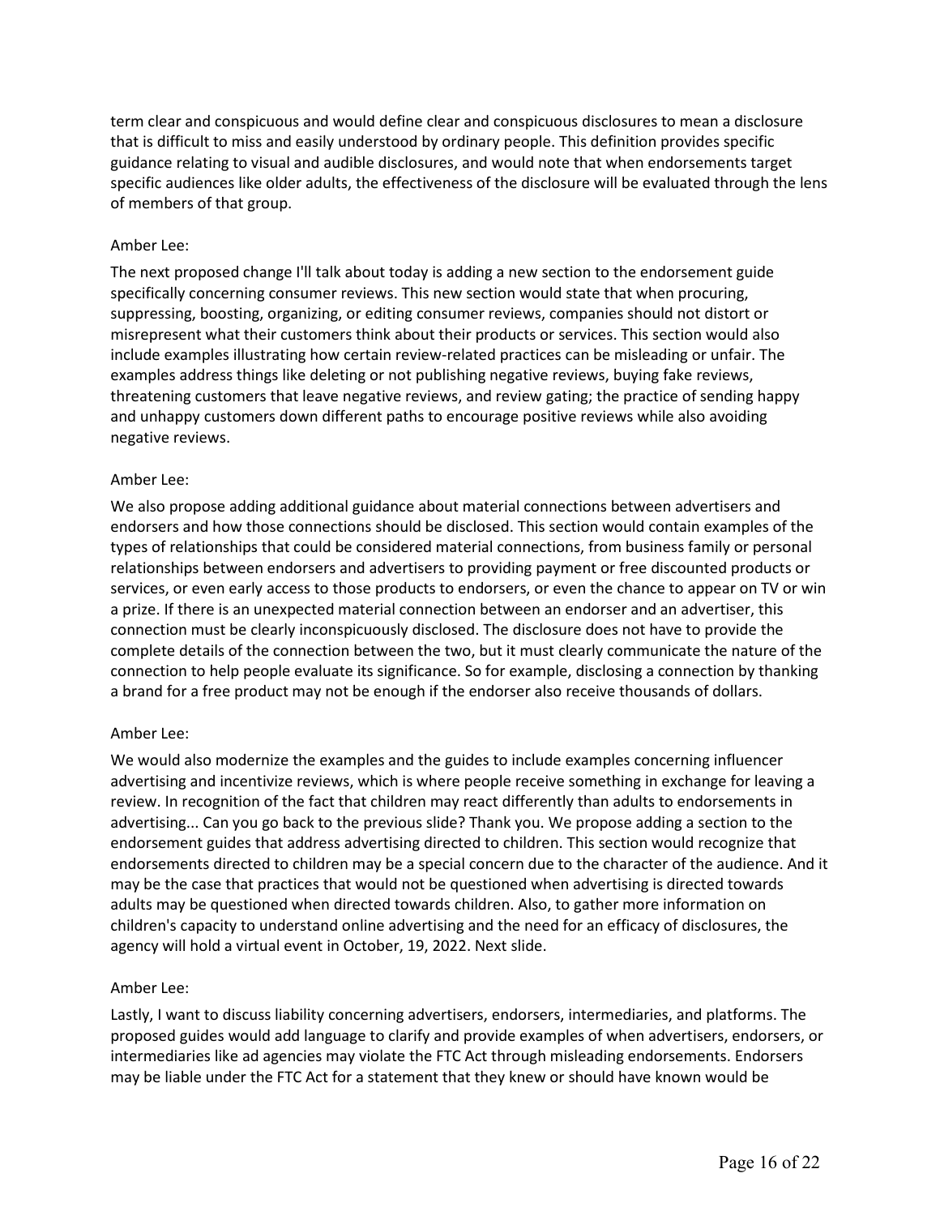term clear and conspicuous and would define clear and conspicuous disclosures to mean a disclosure that is difficult to miss and easily understood by ordinary people. This definition provides specific guidance relating to visual and audible disclosures, and would note that when endorsements target specific audiences like older adults, the effectiveness of the disclosure will be evaluated through the lens of members of that group.

Amber Lee:

The next proposed change I'll talk about today is adding a new section to the endorsement guide specifically concerning consumer reviews. This new section would state that when procuring, suppressing, boosting, organizing, or editing consumer reviews, companies should not distort or misrepresent what their customers think about their products or services. This section would also include examples illustrating how certain review-related practices can be misleading or unfair. The examples address things like deleting or not publishing negative reviews, buying fake reviews, threatening customers that leave negative reviews, and review gating; the practice of sending happy and unhappy customers down different paths to encourage positive reviews while also avoiding negative reviews.

Amber Lee:

We also propose adding additional guidance about material connections between advertisers and endorsers and how those connections should be disclosed. This section would contain examples of the types of relationships that could be considered material connections, from business family or personal relationships between endorsers and advertisers to providing payment or free discounted products or services, or even early access to those products to endorsers, or even the chance to appear on TV or win a prize. If there is an unexpected material connection between an endorser and an advertiser, this connection must be clearly inconspicuously disclosed. The disclosure does not have to provide the complete details of the connection between the two, but it must clearly communicate the nature of the connection to help people evaluate its significance. So for example, disclosing a connection by thanking a brand for a free product may not be enough if the endorser also receive thousands of dollars.

Amber Lee:

We would also modernize the examples and the guides to include examples concerning influencer advertising and incentivize reviews, which is where people receive something in exchange for leaving a review. In recognition of the fact that children may react differently than adults to endorsements in advertising... Can you go back to the previous slide? Thank you. We propose adding a section to the endorsement guides that address advertising directed to children. This section would recognize that endorsements directed to children may be a special concern due to the character of the audience. And it may be the case that practices that would not be questioned when advertising is directed towards adults may be questioned when directed towards children. Also, to gather more information on children's capacity to understand online advertising and the need for an efficacy of disclosures, the agency will hold a virtual event in October, 19, 2022. Next slide.

Amber Lee:

Lastly, I want to discuss liability concerning advertisers, endorsers, intermediaries, and platforms. The proposed guides would add language to clarify and provide examples of when advertisers, endorsers, or intermediaries like ad agencies may violate the FTC Act through misleading endorsements. Endorsers may be liable under the FTC Act for a statement that they knew or should have known would be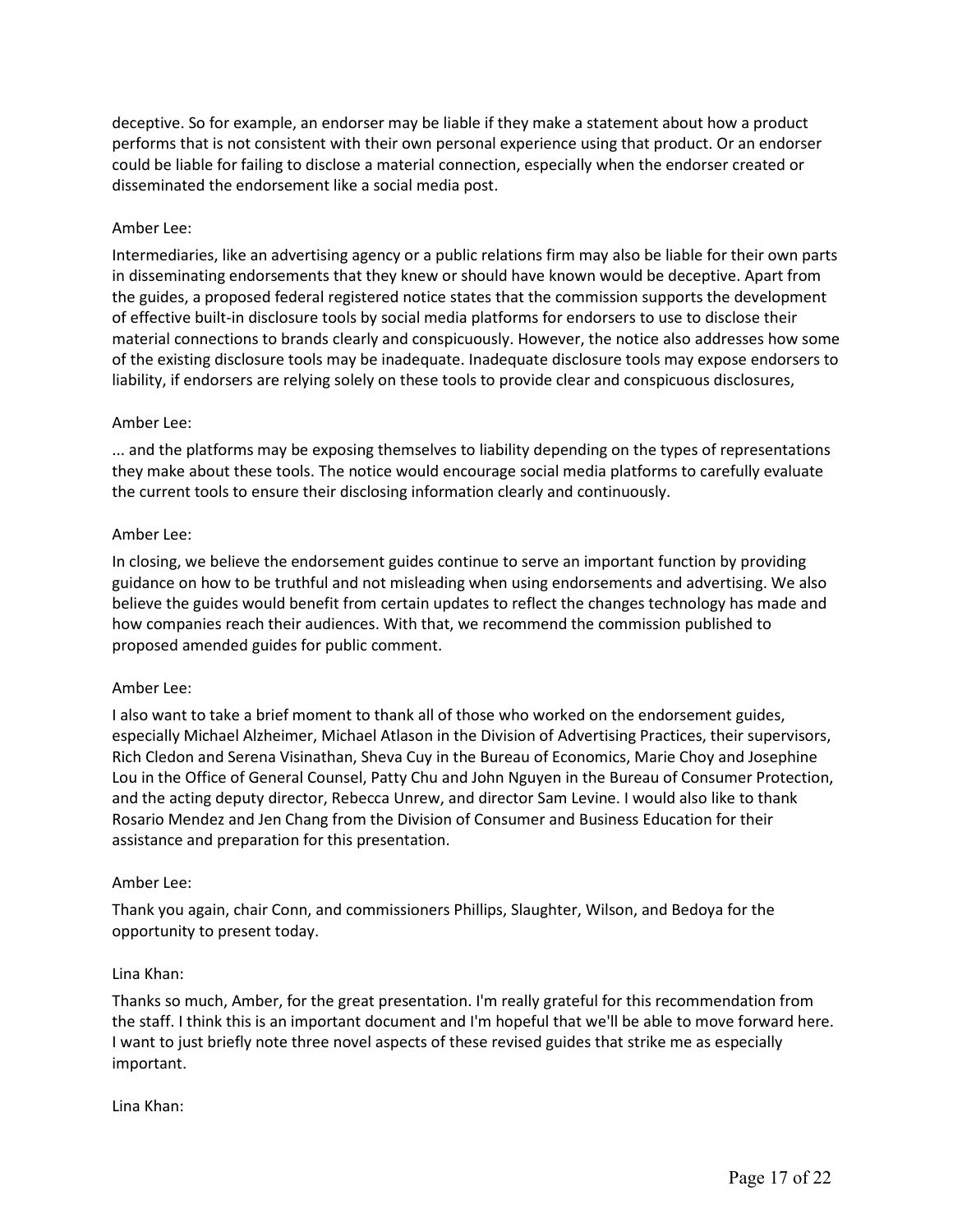deceptive. So for example, an endorser may be liable if they make a statement about how a product performs that is not consistent with their own personal experience using that product. Or an endorser could be liable for failing to disclose a material connection, especially when the endorser created or disseminated the endorsement like a social media post.

Amber Lee:

Intermediaries, like an advertising agency or a public relations firm may also be liable for their own parts in disseminating endorsements that they knew or should have known would be deceptive. Apart from the guides, a proposed federal registered notice states that the commission supports the development of effective built-in disclosure tools by social media platforms for endorsers to use to disclose their material connections to brands clearly and conspicuously. However, the notice also addresses how some of the existing disclosure tools may be inadequate. Inadequate disclosure tools may expose endorsers to liability, if endorsers are relying solely on these tools to provide clear and conspicuous disclosures,

Amber Lee:

... and the platforms may be exposing themselves to liability depending on the types of representations they make about these tools. The notice would encourage social media platforms to carefully evaluate the current tools to ensure their disclosing information clearly and continuously.

Amber Lee:

In closing, we believe the endorsement guides continue to serve an important function by providing guidance on how to be truthful and not misleading when using endorsements and advertising. We also believe the guides would benefit from certain updates to reflect the changes technology has made and how companies reach their audiences. With that, we recommend the commission published to proposed amended guides for public comment.

Amber Lee:

I also want to take a brief moment to thank all of those who worked on the endorsement guides, especially Michael Alzheimer, Michael Atlason in the Division of Advertising Practices, their supervisors, Rich Cledon and Serena Visinathan, Sheva Cuy in the Bureau of Economics, Marie Choy and Josephine Lou in the Office of General Counsel, Patty Chu and John Nguyen in the Bureau of Consumer Protection, and the acting deputy director, Rebecca Unrew, and director Sam Levine. I would also like to thank Rosario Mendez and Jen Chang from the Division of Consumer and Business Education for their assistance and preparation for this presentation.

Amber Lee:

Thank you again, chair Conn, and commissioners Phillips, Slaughter, Wilson, and Bedoya for the opportunity to present today.

Lina Khan:

Thanks so much, Amber, for the great presentation. I'm really grateful for this recommendation from the staff. I think this is an important document and I'm hopeful that we'll be able to move forward here. I want to just briefly note three novel aspects of these revised guides that strike me as especially important.

Lina Khan: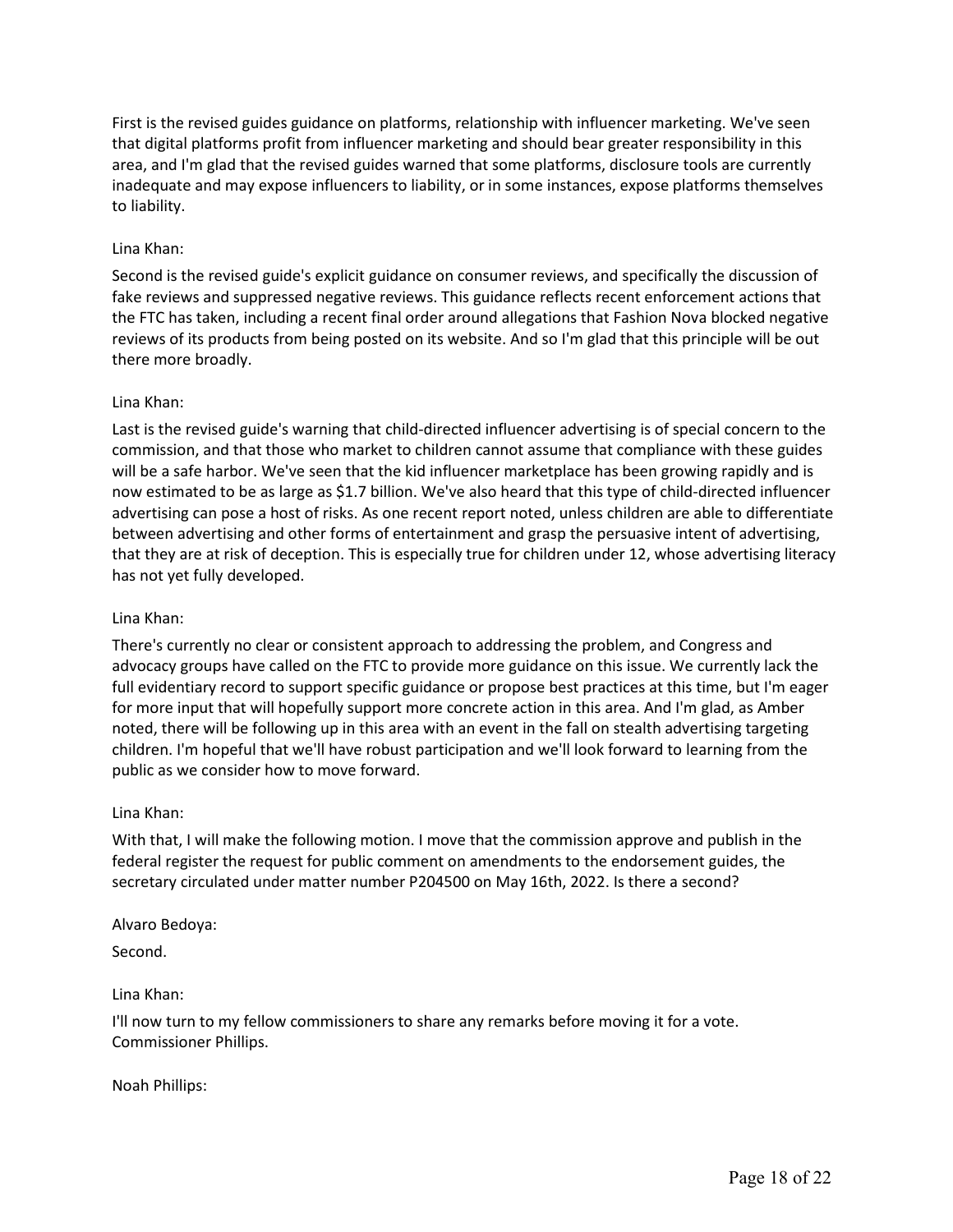First is the revised guides guidance on platforms, relationship with influencer marketing. We've seen that digital platforms profit from influencer marketing and should bear greater responsibility in this area, and I'm glad that the revised guides warned that some platforms, disclosure tools are currently inadequate and may expose influencers to liability, or in some instances, expose platforms themselves to liability.

Lina Khan:

Second is the revised guide's explicit guidance on consumer reviews, and specifically the discussion of fake reviews and suppressed negative reviews. This guidance reflects recent enforcement actions that the FTC has taken, including a recent final order around allegations that Fashion Nova blocked negative reviews of its products from being posted on its website. And so I'm glad that this principle will be out there more broadly.

Lina Khan:

Last is the revised guide's warning that child-directed influencer advertising is of special concern to the commission, and that those who market to children cannot assume that compliance with these guides will be a safe harbor. We've seen that the kid influencer marketplace has been growing rapidly and is now estimated to be as large as $1.7 billion. We've also heard that this type of child-directed influencer advertising can pose a host of risks. As one recent report noted, unless children are able to differentiate between advertising and other forms of entertainment and grasp the persuasive intent of advertising, that they are at risk of deception. This is especially true for children under 12, whose advertising literacy has not yet fully developed.

Lina Khan:

There's currently no clear or consistent approach to addressing the problem, and Congress and advocacy groups have called on the FTC to provide more guidance on this issue. We currently lack the full evidentiary record to support specific guidance or propose best practices at this time, but I'm eager for more input that will hopefully support more concrete action in this area. And I'm glad, as Amber noted, there will be following up in this area with an event in the fall on stealth advertising targeting children. I'm hopeful that we'll have robust participation and we'll look forward to learning from the public as we consider how to move forward.

Lina Khan:

With that, I will make the following motion. I move that the commission approve and publish in the federal register the request for public comment on amendments to the endorsement guides, the secretary circulated under matter number P204500 on May 16th, 2022. Is there a second?

Alvaro Bedoya:

Second.

Lina Khan:

I'll now turn to my fellow commissioners to share any remarks before moving it for a vote. Commissioner Phillips.

Noah Phillips: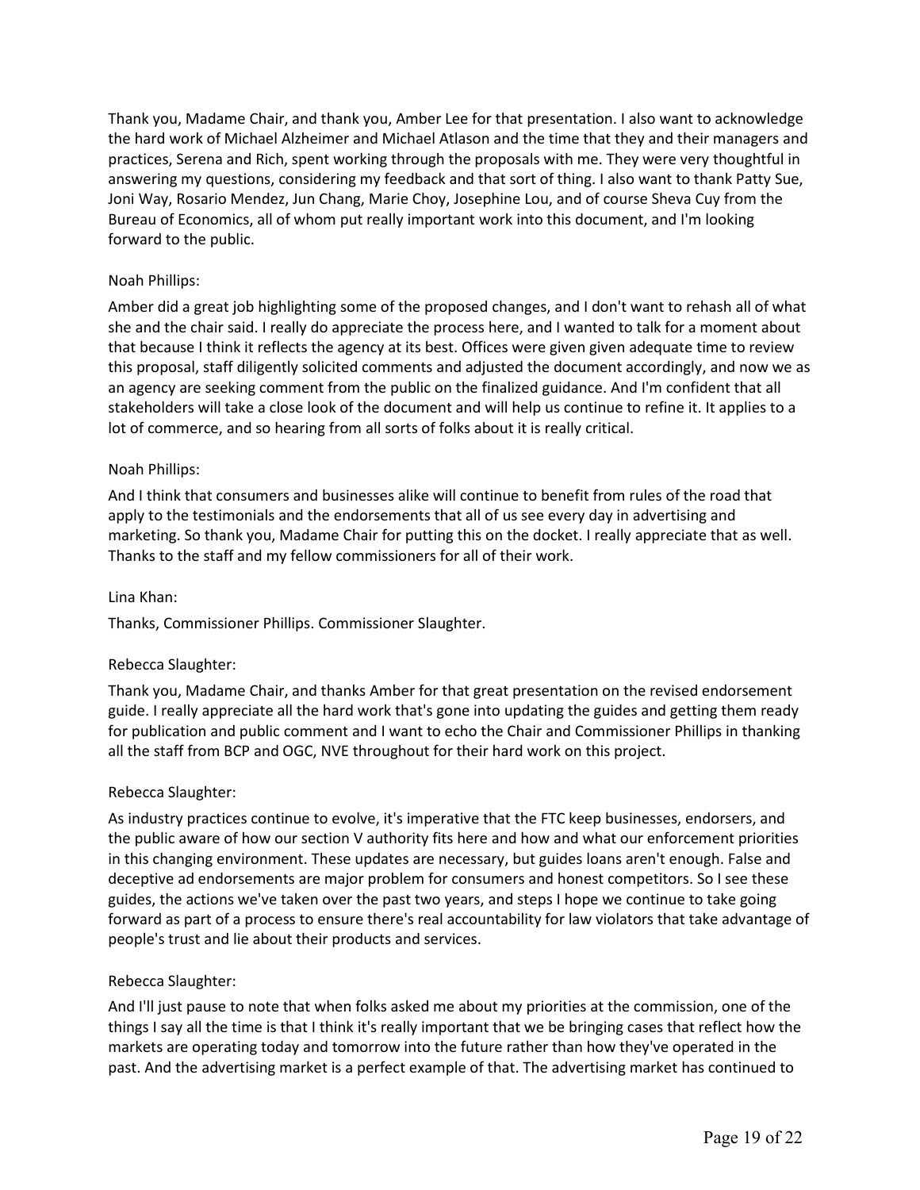Thank you, Madame Chair, and thank you, Amber Lee for that presentation. I also want to acknowledge the hard work of Michael Alzheimer and Michael Atlason and the time that they and their managers and practices, Serena and Rich, spent working through the proposals with me. They were very thoughtful in answering my questions, considering my feedback and that sort of thing. I also want to thank Patty Sue, Joni Way, Rosario Mendez, Jun Chang, Marie Choy, Josephine Lou, and of course Sheva Cuy from the Bureau of Economics, all of whom put really important work into this document, and I'm looking forward to the public.

Noah Phillips:

Amber did a great job highlighting some of the proposed changes, and I don't want to rehash all of what she and the chair said. I really do appreciate the process here, and I wanted to talk for a moment about that because I think it reflects the agency at its best. Offices were given given adequate time to review this proposal, staff diligently solicited comments and adjusted the document accordingly, and now we as an agency are seeking comment from the public on the finalized guidance. And I'm confident that all stakeholders will take a close look of the document and will help us continue to refine it. It applies to a lot of commerce, and so hearing from all sorts of folks about it is really critical.

Noah Phillips:

And I think that consumers and businesses alike will continue to benefit from rules of the road that apply to the testimonials and the endorsements that all of us see every day in advertising and marketing. So thank you, Madame Chair for putting this on the docket. I really appreciate that as well. Thanks to the staff and my fellow commissioners for all of their work.

Lina Khan:

Thanks, Commissioner Phillips. Commissioner Slaughter.

Rebecca Slaughter:

Thank you, Madame Chair, and thanks Amber for that great presentation on the revised endorsement guide. I really appreciate all the hard work that's gone into updating the guides and getting them ready for publication and public comment and I want to echo the Chair and Commissioner Phillips in thanking all the staff from BCP and OGC, NVE throughout for their hard work on this project.

Rebecca Slaughter:

As industry practices continue to evolve, it's imperative that the FTC keep businesses, endorsers, and the public aware of how our section V authority fits here and how and what our enforcement priorities in this changing environment. These updates are necessary, but guides loans aren't enough. False and deceptive ad endorsements are major problem for consumers and honest competitors. So I see these guides, the actions we've taken over the past two years, and steps I hope we continue to take going forward as part of a process to ensure there's real accountability for law violators that take advantage of people's trust and lie about their products and services.

Rebecca Slaughter:

And I'll just pause to note that when folks asked me about my priorities at the commission, one of the things I say all the time is that I think it's really important that we be bringing cases that reflect how the markets are operating today and tomorrow into the future rather than how they've operated in the past. And the advertising market is a perfect example of that. The advertising market has continued to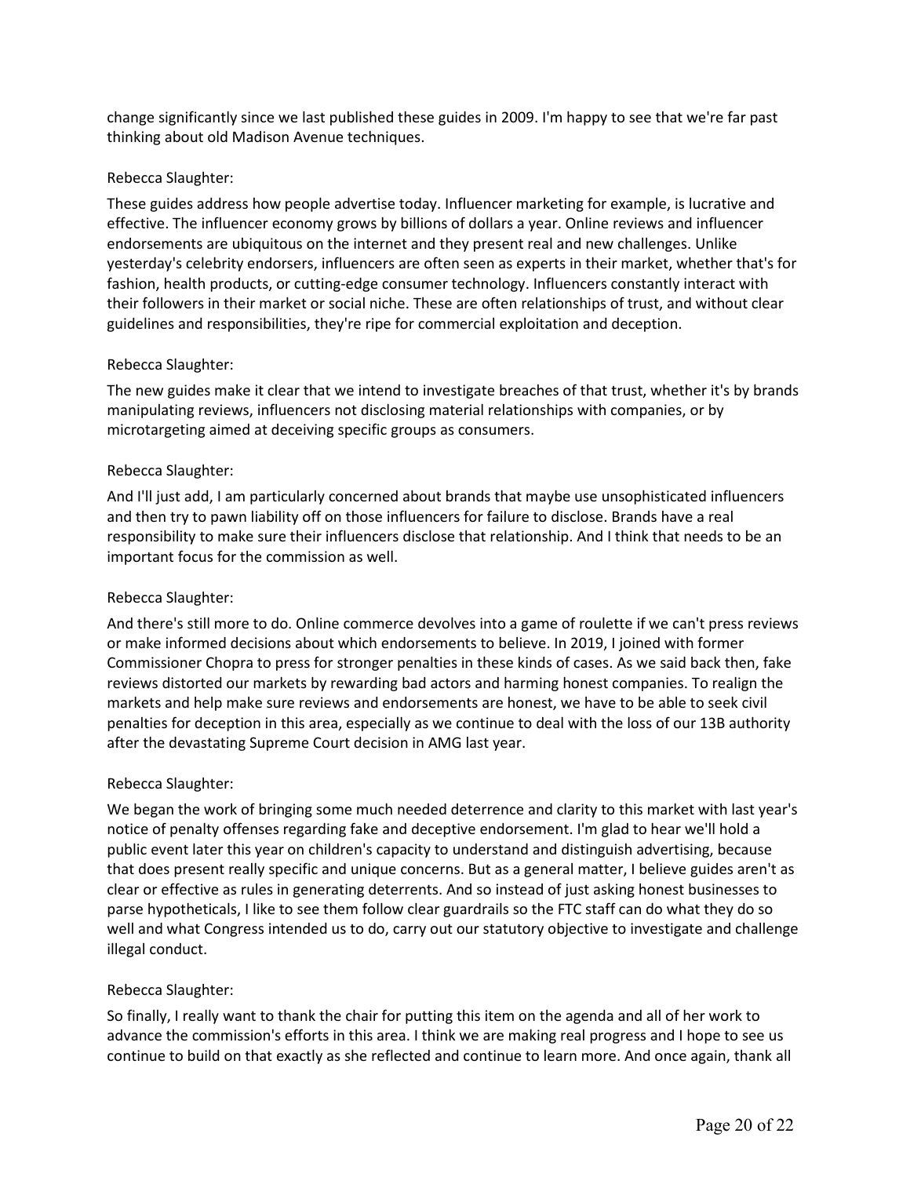change significantly since we last published these guides in 2009. I'm happy to see that we're far past thinking about old Madison Avenue techniques.

Rebecca Slaughter:

These guides address how people advertise today. Influencer marketing for example, is lucrative and effective. The influencer economy grows by billions of dollars a year. Online reviews and influencer endorsements are ubiquitous on the internet and they present real and new challenges. Unlike yesterday's celebrity endorsers, influencers are often seen as experts in their market, whether that's for fashion, health products, or cutting-edge consumer technology. Influencers constantly interact with their followers in their market or social niche. These are often relationships of trust, and without clear guidelines and responsibilities, they're ripe for commercial exploitation and deception.

Rebecca Slaughter:

The new guides make it clear that we intend to investigate breaches of that trust, whether it's by brands manipulating reviews, influencers not disclosing material relationships with companies, or by microtargeting aimed at deceiving specific groups as consumers.

Rebecca Slaughter:

And I'll just add, I am particularly concerned about brands that maybe use unsophisticated influencers and then try to pawn liability off on those influencers for failure to disclose. Brands have a real responsibility to make sure their influencers disclose that relationship. And I think that needs to be an important focus for the commission as well.

Rebecca Slaughter:

And there's still more to do. Online commerce devolves into a game of roulette if we can't press reviews or make informed decisions about which endorsements to believe. In 2019, I joined with former Commissioner Chopra to press for stronger penalties in these kinds of cases. As we said back then, fake reviews distorted our markets by rewarding bad actors and harming honest companies. To realign the markets and help make sure reviews and endorsements are honest, we have to be able to seek civil penalties for deception in this area, especially as we continue to deal with the loss of our 13B authority after the devastating Supreme Court decision in AMG last year.

Rebecca Slaughter:

We began the work of bringing some much needed deterrence and clarity to this market with last year's notice of penalty offenses regarding fake and deceptive endorsement. I'm glad to hear we'll hold a public event later this year on children's capacity to understand and distinguish advertising, because that does present really specific and unique concerns. But as a general matter, I believe guides aren't as clear or effective as rules in generating deterrents. And so instead of just asking honest businesses to parse hypotheticals, I like to see them follow clear guardrails so the FTC staff can do what they do so well and what Congress intended us to do, carry out our statutory objective to investigate and challenge illegal conduct.

Rebecca Slaughter:

So finally, I really want to thank the chair for putting this item on the agenda and all of her work to advance the commission's efforts in this area. I think we are making real progress and I hope to see us continue to build on that exactly as she reflected and continue to learn more. And once again, thank all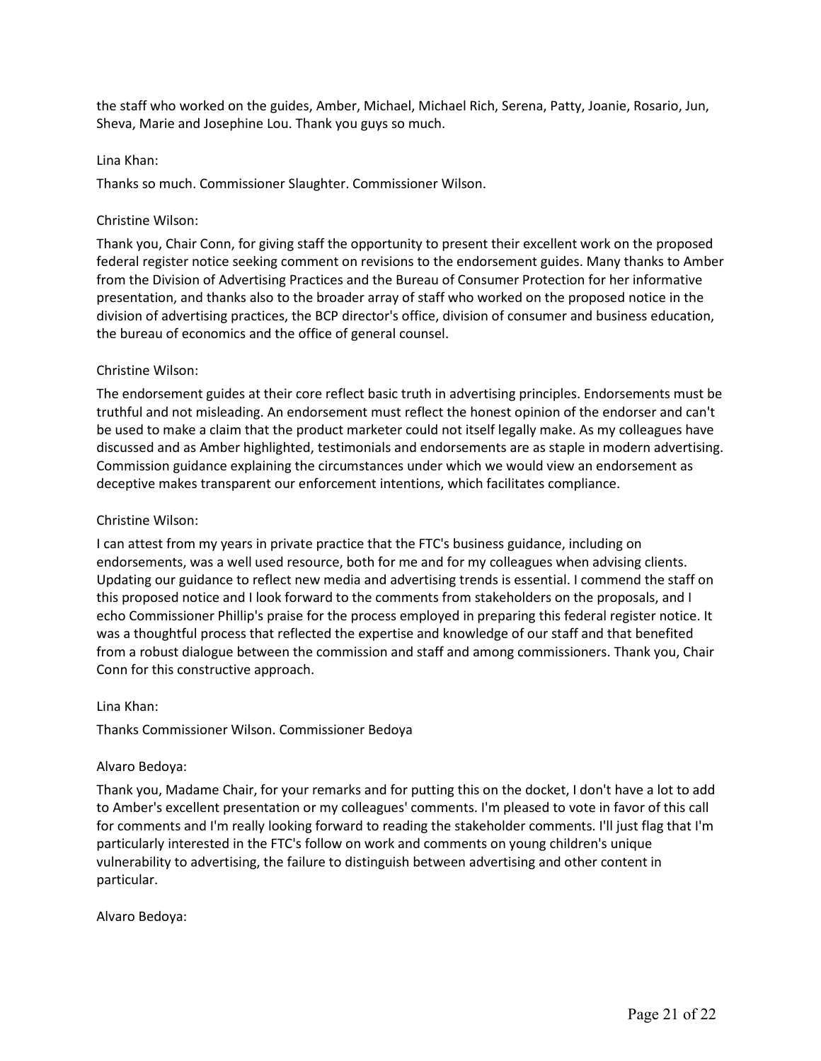the staff who worked on the guides, Amber, Michael, Michael Rich, Serena, Patty, Joanie, Rosario, Jun, Sheva, Marie and Josephine Lou. Thank you guys so much.

Lina Khan:

Thanks so much. Commissioner Slaughter. Commissioner Wilson.

Christine Wilson:

Thank you, Chair Conn, for giving staff the opportunity to present their excellent work on the proposed federal register notice seeking comment on revisions to the endorsement guides. Many thanks to Amber from the Division of Advertising Practices and the Bureau of Consumer Protection for her informative presentation, and thanks also to the broader array of staff who worked on the proposed notice in the division of advertising practices, the BCP director's office, division of consumer and business education, the bureau of economics and the office of general counsel.

Christine Wilson:

The endorsement guides at their core reflect basic truth in advertising principles. Endorsements must be truthful and not misleading. An endorsement must reflect the honest opinion of the endorser and can't be used to make a claim that the product marketer could not itself legally make. As my colleagues have discussed and as Amber highlighted, testimonials and endorsements are as staple in modern advertising. Commission guidance explaining the circumstances under which we would view an endorsement as deceptive makes transparent our enforcement intentions, which facilitates compliance.

Christine Wilson:

I can attest from my years in private practice that the FTC's business guidance, including on endorsements, was a well used resource, both for me and for my colleagues when advising clients. Updating our guidance to reflect new media and advertising trends is essential. I commend the staff on this proposed notice and I look forward to the comments from stakeholders on the proposals, and I echo Commissioner Phillip's praise for the process employed in preparing this federal register notice. It was a thoughtful process that reflected the expertise and knowledge of our staff and that benefited from a robust dialogue between the commission and staff and among commissioners. Thank you, Chair Conn for this constructive approach.

Lina Khan:

Thanks Commissioner Wilson. Commissioner Bedoya

Alvaro Bedoya:

Thank you, Madame Chair, for your remarks and for putting this on the docket, I don't have a lot to add to Amber's excellent presentation or my colleagues' comments. I'm pleased to vote in favor of this call for comments and I'm really looking forward to reading the stakeholder comments. I'll just flag that I'm particularly interested in the FTC's follow on work and comments on young children's unique vulnerability to advertising, the failure to distinguish between advertising and other content in particular.

Alvaro Bedoya: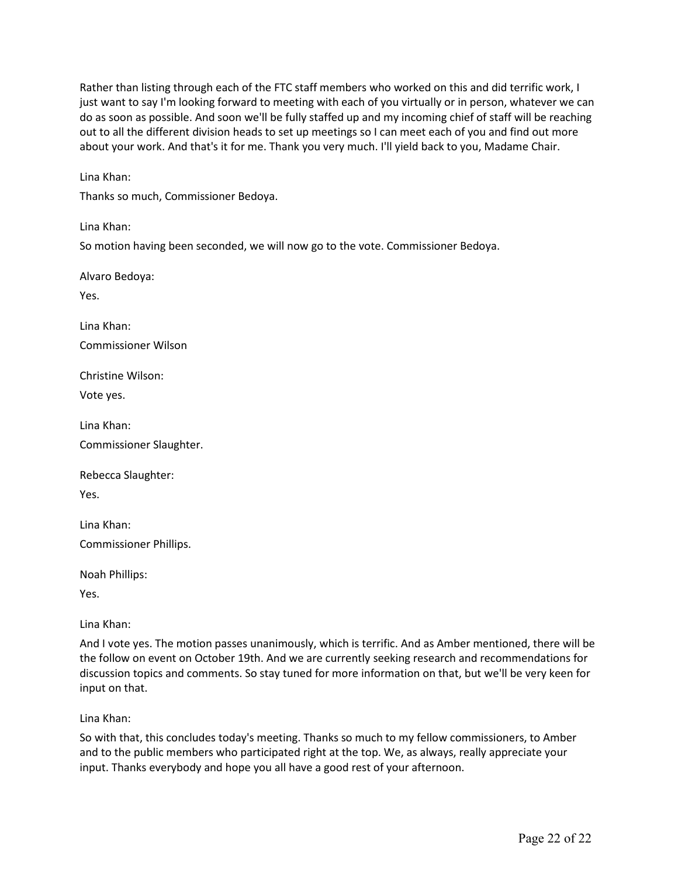Rather than listing through each of the FTC staff members who worked on this and did terrific work, I just want to say I'm looking forward to meeting with each of you virtually or in person, whatever we can do as soon as possible. And soon we'll be fully staffed up and my incoming chief of staff will be reaching out to all the different division heads to set up meetings so I can meet each of you and find out more about your work. And that's it for me. Thank you very much. I'll yield back to you, Madame Chair.

Lina Khan:

Thanks so much, Commissioner Bedoya.

Lina Khan:

So motion having been seconded, we will now go to the vote. Commissioner Bedoya.

Alvaro Bedoya:

Yes.

Lina Khan:

Commissioner Wilson

Christine Wilson:

Vote yes.

Lina Khan:

Commissioner Slaughter.

Rebecca Slaughter:

Yes.

Lina Khan:

Commissioner Phillips.

Noah Phillips:

Yes.

Lina Khan:

And I vote yes. The motion passes unanimously, which is terrific. And as Amber mentioned, there will be the follow on event on October 19th. And we are currently seeking research and recommendations for discussion topics and comments. So stay tuned for more information on that, but we'll be very keen for input on that.

Lina Khan:

So with that, this concludes today's meeting. Thanks so much to my fellow commissioners, to Amber and to the public members who participated right at the top. We, as always, really appreciate your input. Thanks everybody and hope you all have a good rest of your afternoon.